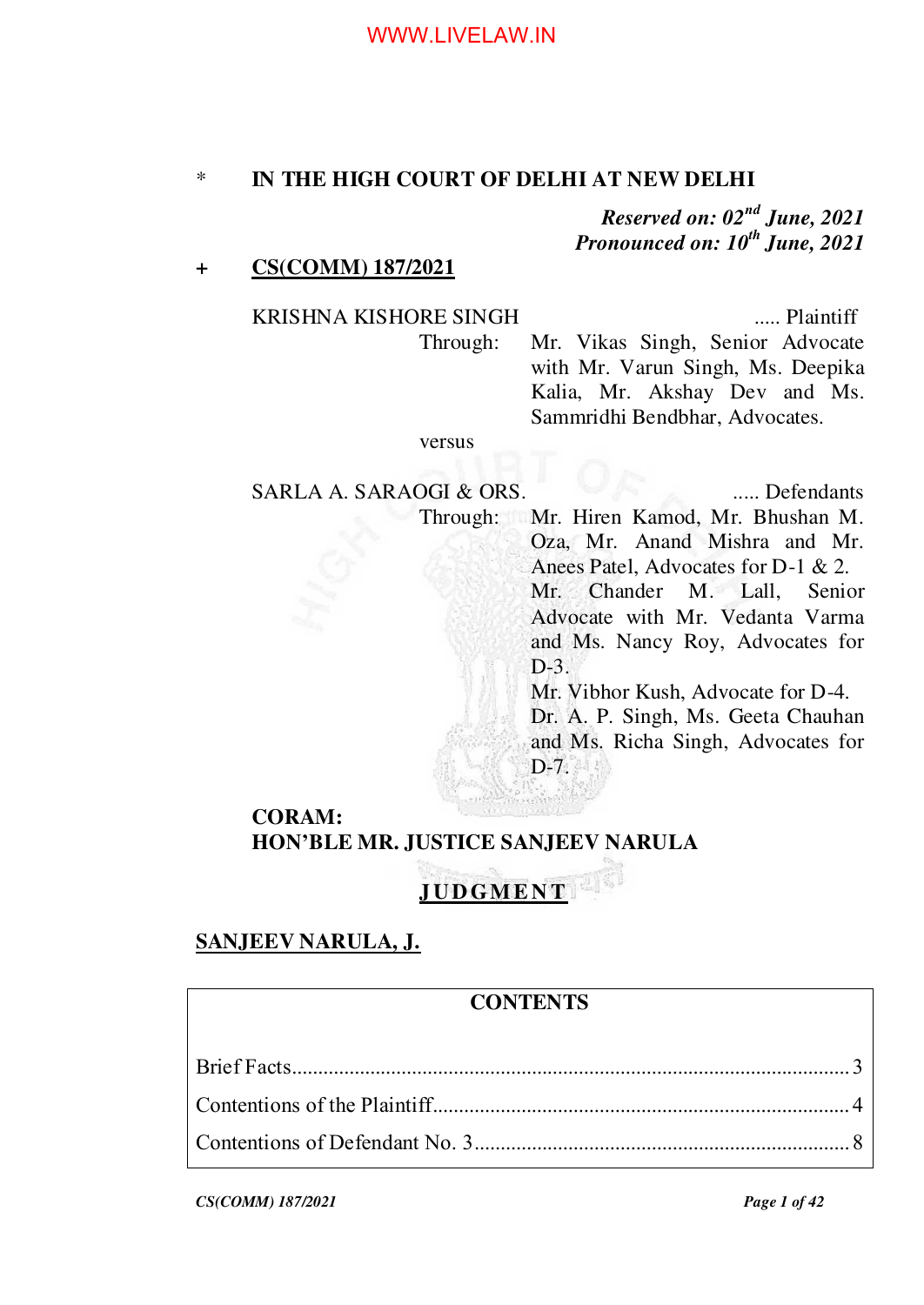\* **IN THE HIGH COURT OF DELHI AT NEW DELHI**

*Reserved on: 02nd June, 2021*
*Pronounced on: 10th June, 2021*

\+ **CS(COMM) 187/2021**

KRISHNA KISHORE SINGH ..... Plaintiff

Through: Mr. Vikas Singh, Senior Advocate with Mr. Varun Singh, Ms. Deepika Kalia, Mr. Akshay Dev and Ms. Sammridhi Bendbhar, Advocates.

versus

SARLA A. SARAOGI & ORS. ..... Defendants

Through: Mr. Hiren Kamod, Mr. Bhushan M. Oza, Mr. Anand Mishra and Mr. Anees Patel, Advocates for D-1 & 2.
Mr. Chander M. Lall, Senior Advocate with Mr. Vedanta Varma and Ms. Nancy Roy, Advocates for D-3.
Mr. Vibhor Kush, Advocate for D-4.
Dr. A. P. Singh, Ms. Geeta Chauhan and Ms. Richa Singh, Advocates for D-7.

**CORAM:**
**HON'BLE MR. JUSTICE SANJEEV NARULA**

**JUDGMENT**

**SANJEEV NARULA, J.**

| CONTENTS | |
|---|---|
| Brief Facts | 3 |
| Contentions of the Plaintiff | 4 |
| Contentions of Defendant No. 3 | 8 |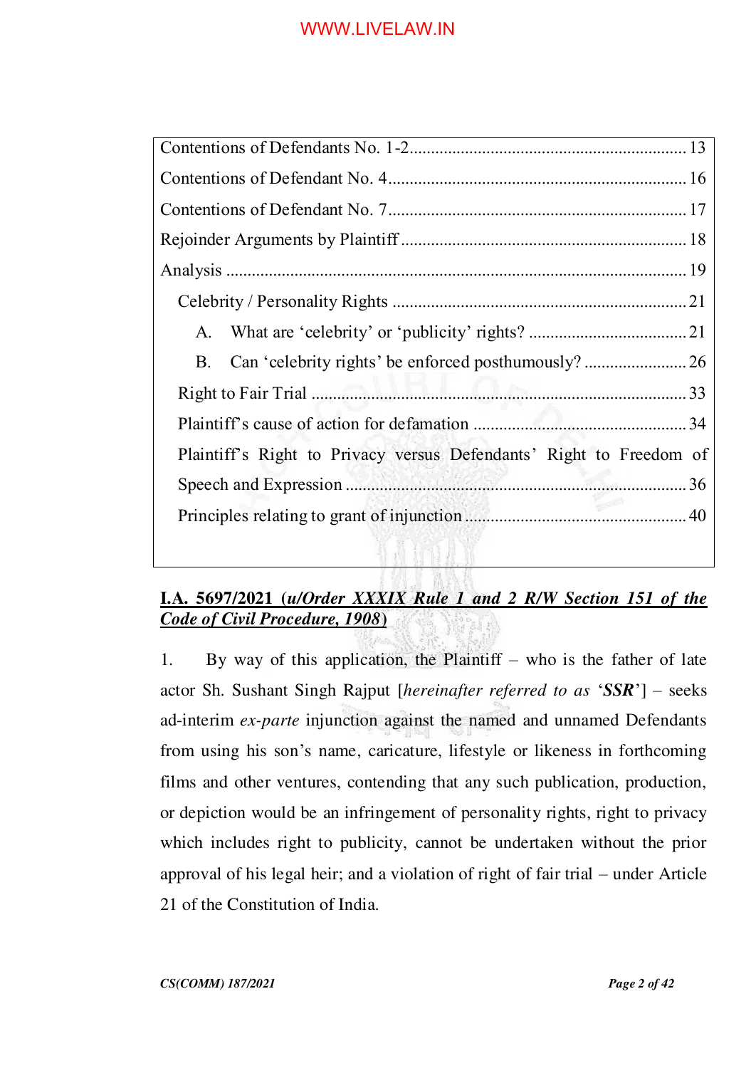| | |
|---|---|
| Contentions of Defendants No. 1-2 | 13 |
| Contentions of Defendant No. 4 | 16 |
| Contentions of Defendant No. 7 | 17 |
| Rejoinder Arguments by Plaintiff | 18 |
| Analysis | 19 |
| Celebrity / Personality Rights | 21 |
| A. What are 'celebrity' or 'publicity' rights? | 21 |
| B. Can 'celebrity rights' be enforced posthumously? | 26 |
| Right to Fair Trial | 33 |
| Plaintiff's cause of action for defamation | 34 |
| Plaintiff's Right to Privacy versus Defendants' Right to Freedom of Speech and Expression | 36 |
| Principles relating to grant of injunction | 40 |

**<u>I.A. 5697/2021 (*u/Order XXXIX Rule 1 and 2 R/W Section 151 of the Code of Civil Procedure, 1908*)</u>**

1. By way of this application, the Plaintiff – who is the father of late actor Sh. Sushant Singh Rajput [*hereinafter referred to as* '***SSR***'] – seeks ad-interim *ex-parte* injunction against the named and unnamed Defendants from using his son's name, caricature, lifestyle or likeness in forthcoming films and other ventures, contending that any such publication, production, or depiction would be an infringement of personality rights, right to privacy which includes right to publicity, cannot be undertaken without the prior approval of his legal heir; and a violation of right of fair trial – under Article 21 of the Constitution of India.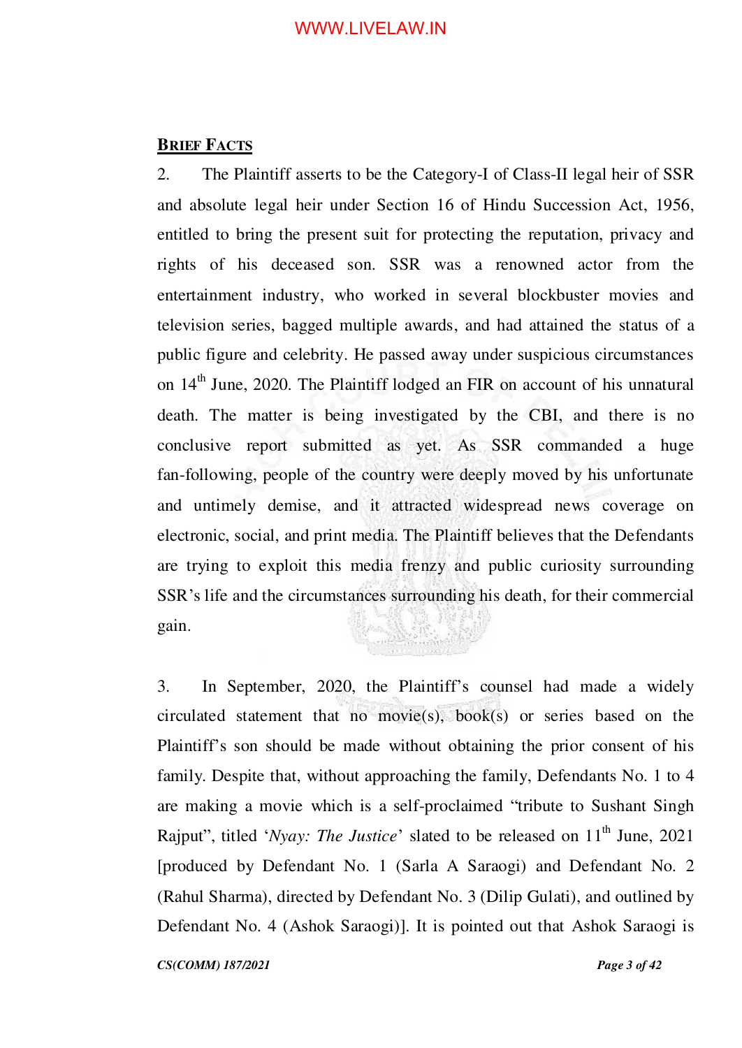## **BRIEF FACTS**

2. The Plaintiff asserts to be the Category-I of Class-II legal heir of SSR and absolute legal heir under Section 16 of Hindu Succession Act, 1956, entitled to bring the present suit for protecting the reputation, privacy and rights of his deceased son. SSR was a renowned actor from the entertainment industry, who worked in several blockbuster movies and television series, bagged multiple awards, and had attained the status of a public figure and celebrity. He passed away under suspicious circumstances on 14th June, 2020. The Plaintiff lodged an FIR on account of his unnatural death. The matter is being investigated by the CBI, and there is no conclusive report submitted as yet. As SSR commanded a huge fan-following, people of the country were deeply moved by his unfortunate and untimely demise, and it attracted widespread news coverage on electronic, social, and print media. The Plaintiff believes that the Defendants are trying to exploit this media frenzy and public curiosity surrounding SSR's life and the circumstances surrounding his death, for their commercial gain.

3. In September, 2020, the Plaintiff's counsel had made a widely circulated statement that no movie(s), book(s) or series based on the Plaintiff's son should be made without obtaining the prior consent of his family. Despite that, without approaching the family, Defendants No. 1 to 4 are making a movie which is a self-proclaimed "tribute to Sushant Singh Rajput", titled '*Nyay: The Justice*' slated to be released on 11th June, 2021 [produced by Defendant No. 1 (Sarla A Saraogi) and Defendant No. 2 (Rahul Sharma), directed by Defendant No. 3 (Dilip Gulati), and outlined by Defendant No. 4 (Ashok Saraogi)]. It is pointed out that Ashok Saraogi is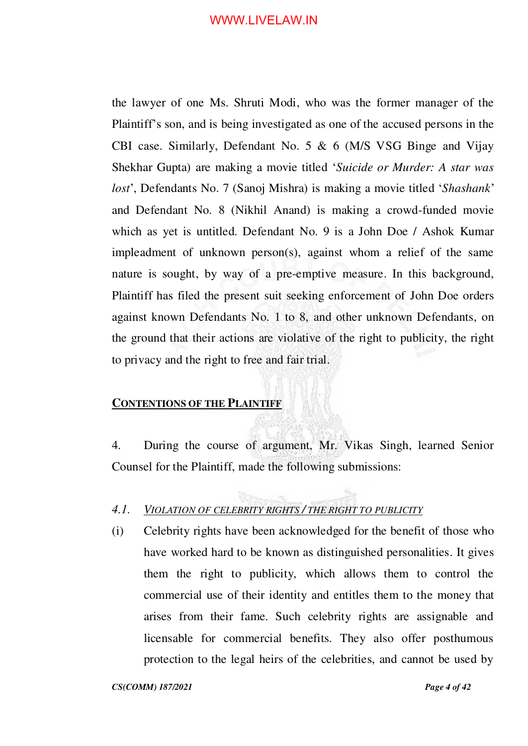the lawyer of one Ms. Shruti Modi, who was the former manager of the Plaintiff's son, and is being investigated as one of the accused persons in the CBI case. Similarly, Defendant No. 5 & 6 (M/S VSG Binge and Vijay Shekhar Gupta) are making a movie titled '*Suicide or Murder: A star was lost*', Defendants No. 7 (Sanoj Mishra) is making a movie titled '*Shashank*' and Defendant No. 8 (Nikhil Anand) is making a crowd-funded movie which as yet is untitled. Defendant No. 9 is a John Doe / Ashok Kumar impleadment of unknown person(s), against whom a relief of the same nature is sought, by way of a pre-emptive measure. In this background, Plaintiff has filed the present suit seeking enforcement of John Doe orders against known Defendants No. 1 to 8, and other unknown Defendants, on the ground that their actions are violative of the right to publicity, the right to privacy and the right to free and fair trial.

## CONTENTIONS OF THE PLAINTIFF

4. During the course of argument, Mr. Vikas Singh, learned Senior Counsel for the Plaintiff, made the following submissions:

### 4.1. VIOLATION OF CELEBRITY RIGHTS / THE RIGHT TO PUBLICITY

(i) Celebrity rights have been acknowledged for the benefit of those who have worked hard to be known as distinguished personalities. It gives them the right to publicity, which allows them to control the commercial use of their identity and entitles them to the money that arises from their fame. Such celebrity rights are assignable and licensable for commercial benefits. They also offer posthumous protection to the legal heirs of the celebrities, and cannot be used by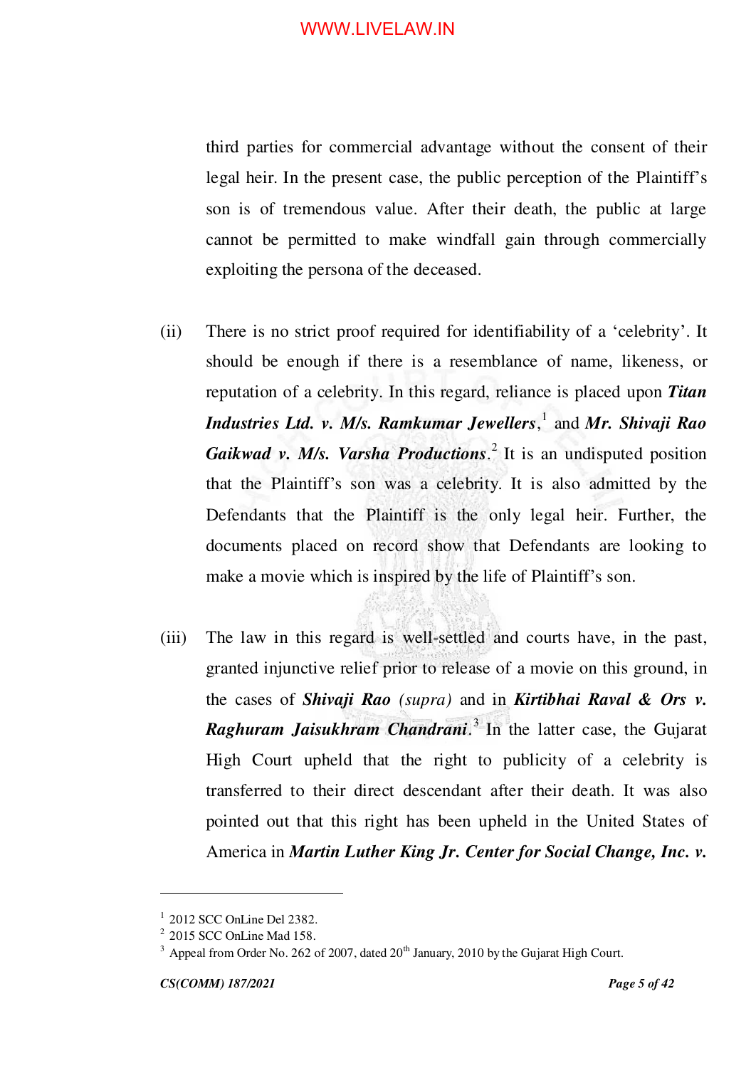third parties for commercial advantage without the consent of their legal heir. In the present case, the public perception of the Plaintiff's son is of tremendous value. After their death, the public at large cannot be permitted to make windfall gain through commercially exploiting the persona of the deceased.

(ii) There is no strict proof required for identifiability of a 'celebrity'. It should be enough if there is a resemblance of name, likeness, or reputation of a celebrity. In this regard, reliance is placed upon ***Titan Industries Ltd. v. M/s. Ramkumar Jewellers***,[1] and ***Mr. Shivaji Rao Gaikwad v. M/s. Varsha Productions***.[2] It is an undisputed position that the Plaintiff's son was a celebrity. It is also admitted by the Defendants that the Plaintiff is the only legal heir. Further, the documents placed on record show that Defendants are looking to make a movie which is inspired by the life of Plaintiff's son.

(iii) The law in this regard is well-settled and courts have, in the past, granted injunctive relief prior to release of a movie on this ground, in the cases of ***Shivaji Rao*** *(supra)* and in ***Kirtibhai Raval & Ors v. Raghuram Jaisukhram Chandrani***.[3] In the latter case, the Gujarat High Court upheld that the right to publicity of a celebrity is transferred to their direct descendant after their death. It was also pointed out that this right has been upheld in the United States of America in ***Martin Luther King Jr. Center for Social Change, Inc. v.***

---

[1] 2012 SCC OnLine Del 2382.

[2] 2015 SCC OnLine Mad 158.

[3] Appeal from Order No. 262 of 2007, dated 20th January, 2010 by the Gujarat High Court.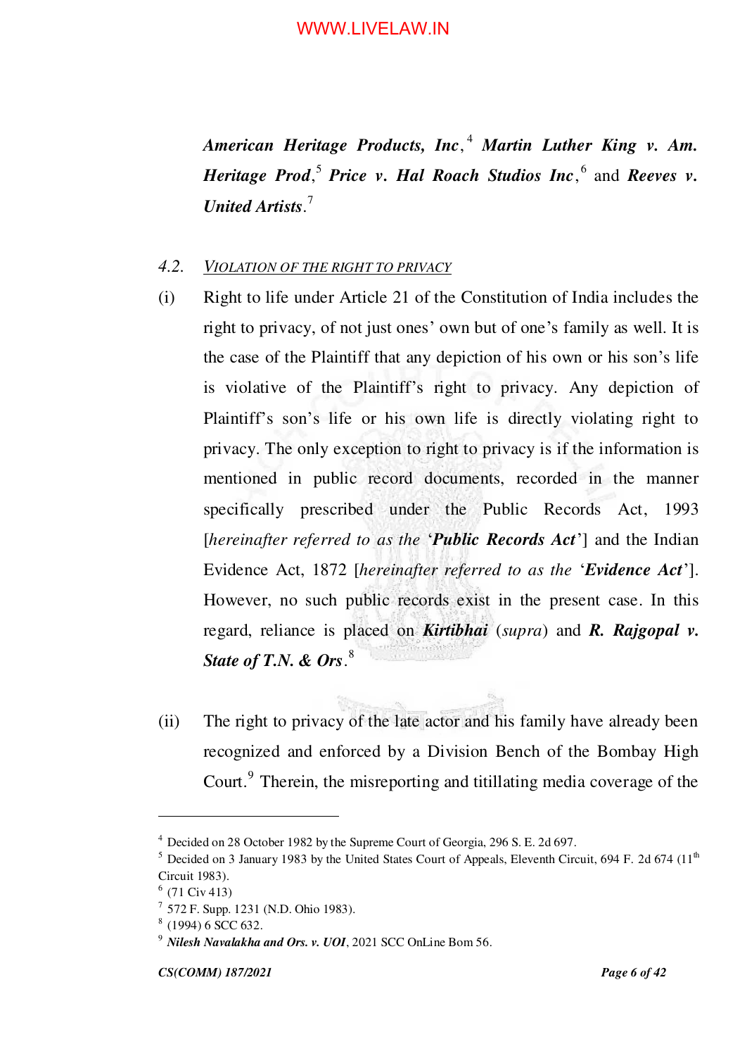***American Heritage Products, Inc*,**[4] ***Martin Luther King v. Am. Heritage Prod*,**[5] ***Price v. Hal Roach Studios Inc*,**[6] and ***Reeves v. United Artists*.**[7]

4.2. VIOLATION OF THE RIGHT TO PRIVACY

(i) Right to life under Article 21 of the Constitution of India includes the right to privacy, of not just ones' own but of one's family as well. It is the case of the Plaintiff that any depiction of his own or his son's life is violative of the Plaintiff's right to privacy. Any depiction of Plaintiff's son's life or his own life is directly violating right to privacy. The only exception to right to privacy is if the information is mentioned in public record documents, recorded in the manner specifically prescribed under the Public Records Act, 1993 [*hereinafter referred to as the* '***Public Records Act***'] and the Indian Evidence Act, 1872 [*hereinafter referred to as the* '***Evidence Act***']. However, no such public records exist in the present case. In this regard, reliance is placed on ***Kirtibhai*** (*supra*) and ***R. Rajgopal v. State of T.N. & Ors*.**[8]

(ii) The right to privacy of the late actor and his family have already been recognized and enforced by a Division Bench of the Bombay High Court.[9] Therein, the misreporting and titillating media coverage of the

---

[4] Decided on 28 October 1982 by the Supreme Court of Georgia, 296 S. E. 2d 697.

[5] Decided on 3 January 1983 by the United States Court of Appeals, Eleventh Circuit, 694 F. 2d 674 (11th Circuit 1983).

[6] (71 Civ 413)

[7] 572 F. Supp. 1231 (N.D. Ohio 1983).

[8] (1994) 6 SCC 632.

[9] ***Nilesh Navalakha and Ors. v. UOI***, 2021 SCC OnLine Bom 56.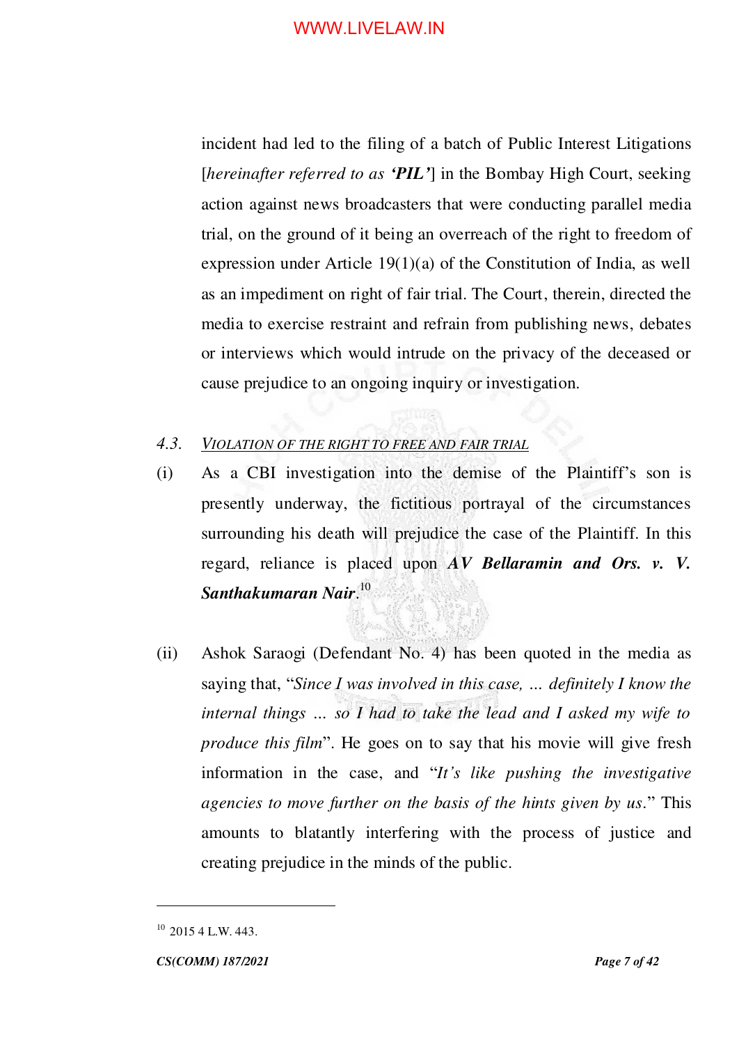incident had led to the filing of a batch of Public Interest Litigations [*hereinafter referred to as* ***'PIL'***] in the Bombay High Court, seeking action against news broadcasters that were conducting parallel media trial, on the ground of it being an overreach of the right to freedom of expression under Article 19(1)(a) of the Constitution of India, as well as an impediment on right of fair trial. The Court, therein, directed the media to exercise restraint and refrain from publishing news, debates or interviews which would intrude on the privacy of the deceased or cause prejudice to an ongoing inquiry or investigation.

4.3. *VIOLATION OF THE RIGHT TO FREE AND FAIR TRIAL*

(i) As a CBI investigation into the demise of the Plaintiff's son is presently underway, the fictitious portrayal of the circumstances surrounding his death will prejudice the case of the Plaintiff. In this regard, reliance is placed upon ***AV Bellaramin and Ors. v. V. Santhakumaran Nair***.[10]

(ii) Ashok Saraogi (Defendant No. 4) has been quoted in the media as saying that, "*Since I was involved in this case, ... definitely I know the internal things ... so I had to take the lead and I asked my wife to produce this film*". He goes on to say that his movie will give fresh information in the case, and "*It's like pushing the investigative agencies to move further on the basis of the hints given by us*." This amounts to blatantly interfering with the process of justice and creating prejudice in the minds of the public.

---

[10] 2015 4 L.W. 443.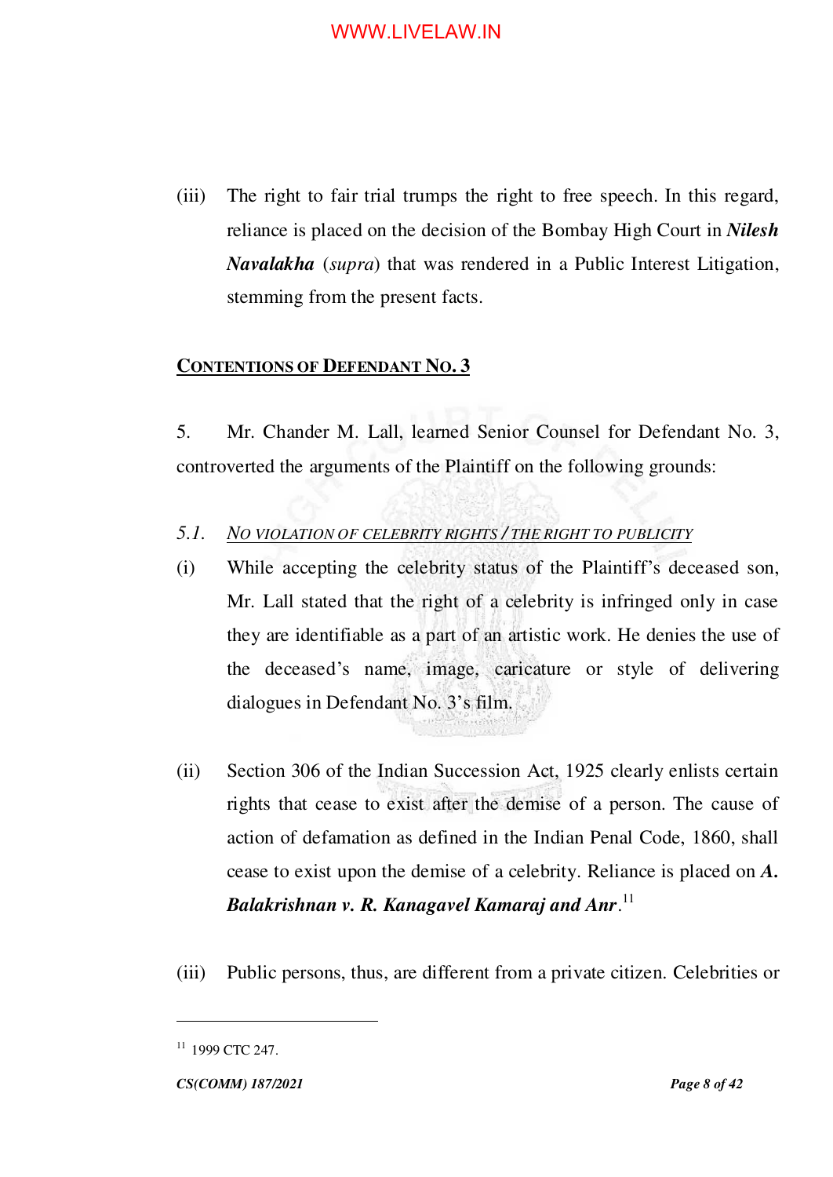(iii) The right to fair trial trumps the right to free speech. In this regard, reliance is placed on the decision of the Bombay High Court in ***Nilesh Navalakha*** (*supra*) that was rendered in a Public Interest Litigation, stemming from the present facts.

**<u>CONTENTIONS OF DEFENDANT NO. 3</u>**

5. Mr. Chander M. Lall, learned Senior Counsel for Defendant No. 3, controverted the arguments of the Plaintiff on the following grounds:

*5.1. <u>NO VIOLATION OF CELEBRITY RIGHTS / THE RIGHT TO PUBLICITY</u>*

(i) While accepting the celebrity status of the Plaintiff's deceased son, Mr. Lall stated that the right of a celebrity is infringed only in case they are identifiable as a part of an artistic work. He denies the use of the deceased's name, image, caricature or style of delivering dialogues in Defendant No. 3's film.

(ii) Section 306 of the Indian Succession Act, 1925 clearly enlists certain rights that cease to exist after the demise of a person. The cause of action of defamation as defined in the Indian Penal Code, 1860, shall cease to exist upon the demise of a celebrity. Reliance is placed on ***A. Balakrishnan v. R. Kanagavel Kamaraj and Anr***.[11]

(iii) Public persons, thus, are different from a private citizen. Celebrities or

---

[11] 1999 CTC 247.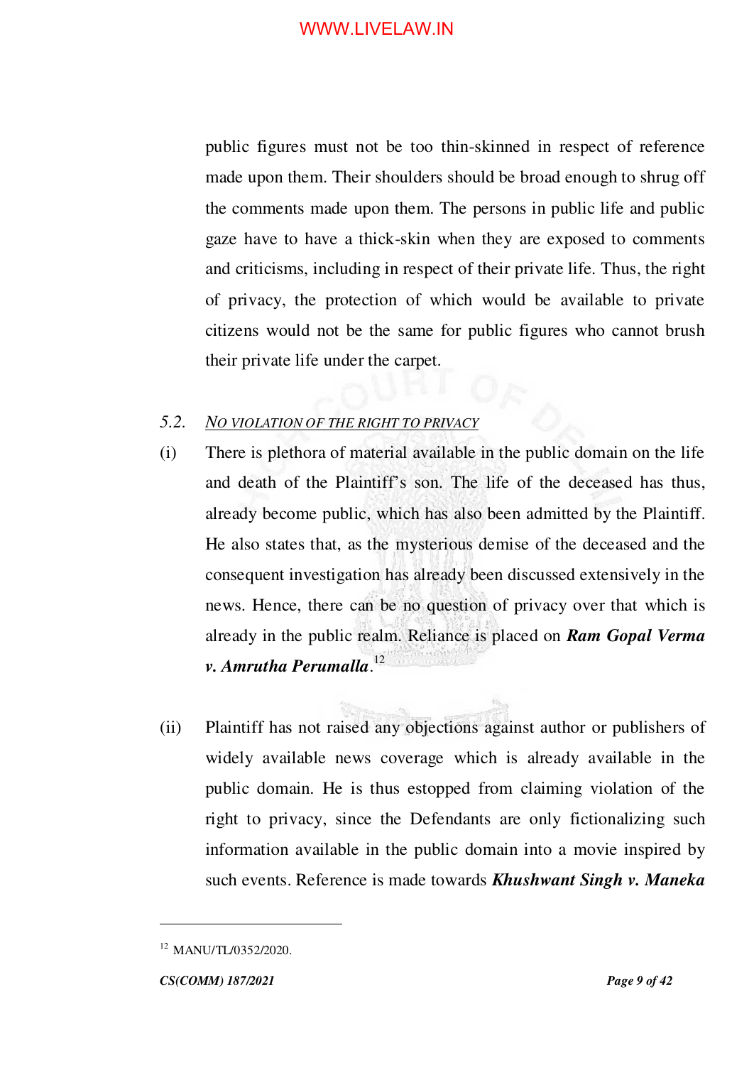public figures must not be too thin-skinned in respect of reference made upon them. Their shoulders should be broad enough to shrug off the comments made upon them. The persons in public life and public gaze have to have a thick-skin when they are exposed to comments and criticisms, including in respect of their private life. Thus, the right of privacy, the protection of which would be available to private citizens would not be the same for public figures who cannot brush their private life under the carpet.

5.2. *NO VIOLATION OF THE RIGHT TO PRIVACY*

(i) There is plethora of material available in the public domain on the life and death of the Plaintiff's son. The life of the deceased has thus, already become public, which has also been admitted by the Plaintiff. He also states that, as the mysterious demise of the deceased and the consequent investigation has already been discussed extensively in the news. Hence, there can be no question of privacy over that which is already in the public realm. Reliance is placed on ***Ram Gopal Verma v. Amrutha Perumalla***.[12]

(ii) Plaintiff has not raised any objections against author or publishers of widely available news coverage which is already available in the public domain. He is thus estopped from claiming violation of the right to privacy, since the Defendants are only fictionalizing such information available in the public domain into a movie inspired by such events. Reference is made towards ***Khushwant Singh v. Maneka***

---

[12] MANU/TL/0352/2020.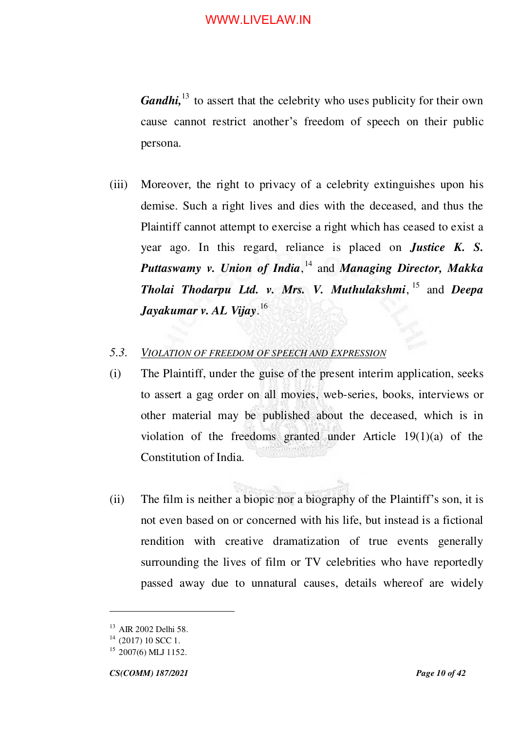***Gandhi,***[13] to assert that the celebrity who uses publicity for their own cause cannot restrict another's freedom of speech on their public persona.

(iii) Moreover, the right to privacy of a celebrity extinguishes upon his demise. Such a right lives and dies with the deceased, and thus the Plaintiff cannot attempt to exercise a right which has ceased to exist a year ago. In this regard, reliance is placed on ***Justice K. S. Puttaswamy v. Union of India***,[14] and ***Managing Director, Makka Tholai Thodarpu Ltd. v. Mrs. V. Muthulakshmi***,[15] and ***Deepa Jayakumar v. AL Vijay***.[16]

*5.3.* *<u>VIOLATION OF FREEDOM OF SPEECH AND EXPRESSION</u>*

(i) The Plaintiff, under the guise of the present interim application, seeks to assert a gag order on all movies, web-series, books, interviews or other material may be published about the deceased, which is in violation of the freedoms granted under Article 19(1)(a) of the Constitution of India.

(ii) The film is neither a biopic nor a biography of the Plaintiff's son, it is not even based on or concerned with his life, but instead is a fictional rendition with creative dramatization of true events generally surrounding the lives of film or TV celebrities who have reportedly passed away due to unnatural causes, details whereof are widely

---

[13] AIR 2002 Delhi 58.

[14] (2017) 10 SCC 1.

[15] 2007(6) MLJ 1152.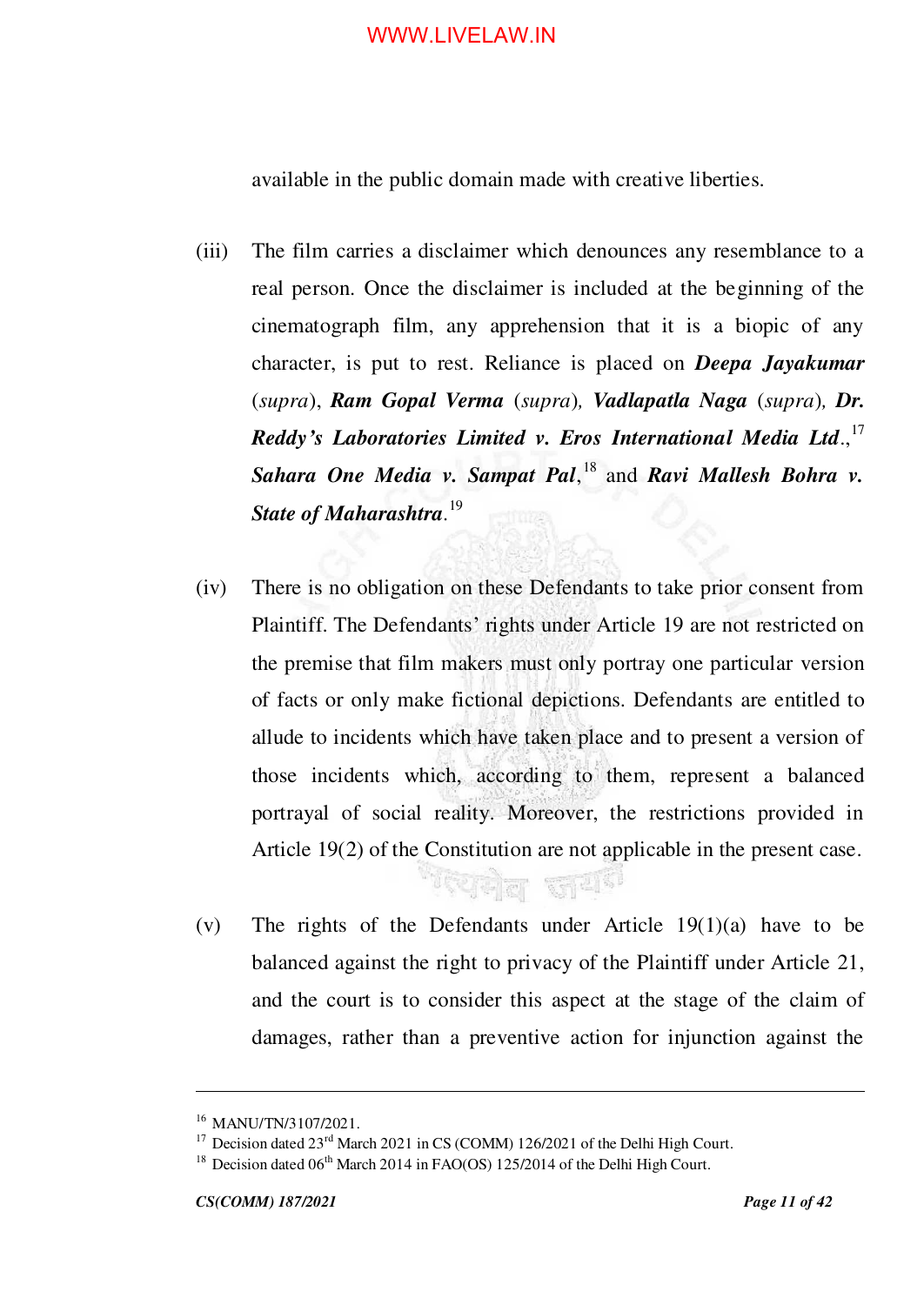available in the public domain made with creative liberties.

(iii) The film carries a disclaimer which denounces any resemblance to a real person. Once the disclaimer is included at the beginning of the cinematograph film, any apprehension that it is a biopic of any character, is put to rest. Reliance is placed on ***Deepa Jayakumar*** (*supra*), ***Ram Gopal Verma*** (*supra*), ***Vadlapatla Naga*** (*supra*), ***Dr. Reddy's Laboratories Limited v. Eros International Media Ltd***.,[17] ***Sahara One Media v. Sampat Pal***,[18] and ***Ravi Mallesh Bohra v. State of Maharashtra***.[19]

(iv) There is no obligation on these Defendants to take prior consent from Plaintiff. The Defendants' rights under Article 19 are not restricted on the premise that film makers must only portray one particular version of facts or only make fictional depictions. Defendants are entitled to allude to incidents which have taken place and to present a version of those incidents which, according to them, represent a balanced portrayal of social reality. Moreover, the restrictions provided in Article 19(2) of the Constitution are not applicable in the present case.

(v) The rights of the Defendants under Article 19(1)(a) have to be balanced against the right to privacy of the Plaintiff under Article 21, and the court is to consider this aspect at the stage of the claim of damages, rather than a preventive action for injunction against the

---

[16] MANU/TN/3107/2021.

[17] Decision dated 23rd March 2021 in CS (COMM) 126/2021 of the Delhi High Court.

[18] Decision dated 06th March 2014 in FAO(OS) 125/2014 of the Delhi High Court.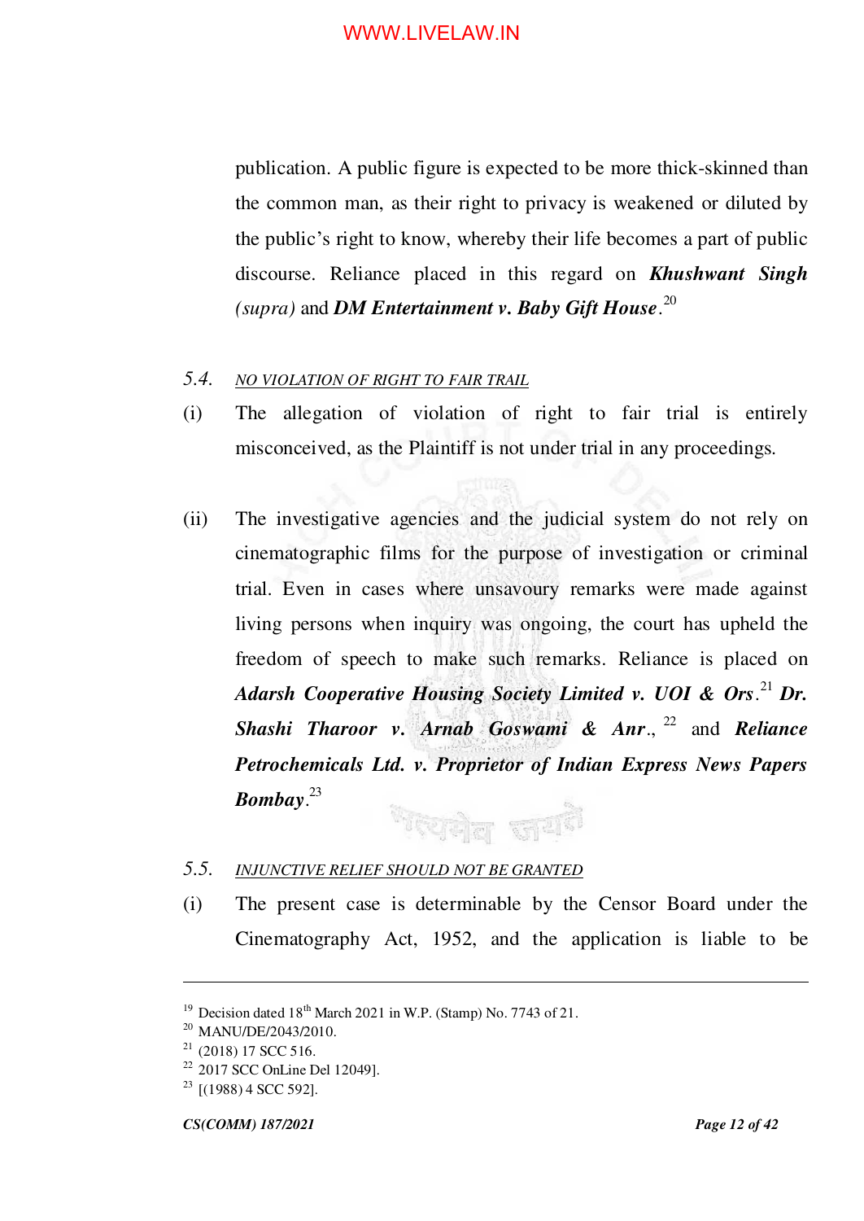publication. A public figure is expected to be more thick-skinned than the common man, as their right to privacy is weakened or diluted by the public's right to know, whereby their life becomes a part of public discourse. Reliance placed in this regard on ***Khushwant Singh*** *(supra)* and ***DM Entertainment v. Baby Gift House***.[20]

5.4. <u>*NO VIOLATION OF RIGHT TO FAIR TRAIL*</u>

(i) The allegation of violation of right to fair trial is entirely misconceived, as the Plaintiff is not under trial in any proceedings.

(ii) The investigative agencies and the judicial system do not rely on cinematographic films for the purpose of investigation or criminal trial. Even in cases where unsavoury remarks were made against living persons when inquiry was ongoing, the court has upheld the freedom of speech to make such remarks. Reliance is placed on ***Adarsh Cooperative Housing Society Limited v. UOI & Ors***.[21] ***Dr. Shashi Tharoor v. Arnab Goswami & Anr***.,[22] and ***Reliance Petrochemicals Ltd. v. Proprietor of Indian Express News Papers Bombay***.[23]

5.5. <u>*INJUNCTIVE RELIEF SHOULD NOT BE GRANTED*</u>

(i) The present case is determinable by the Censor Board under the Cinematography Act, 1952, and the application is liable to be

---

[19] Decision dated 18th March 2021 in W.P. (Stamp) No. 7743 of 21.

[20] MANU/DE/2043/2010.

[21] (2018) 17 SCC 516.

[22] 2017 SCC OnLine Del 12049].

[23] [(1988) 4 SCC 592].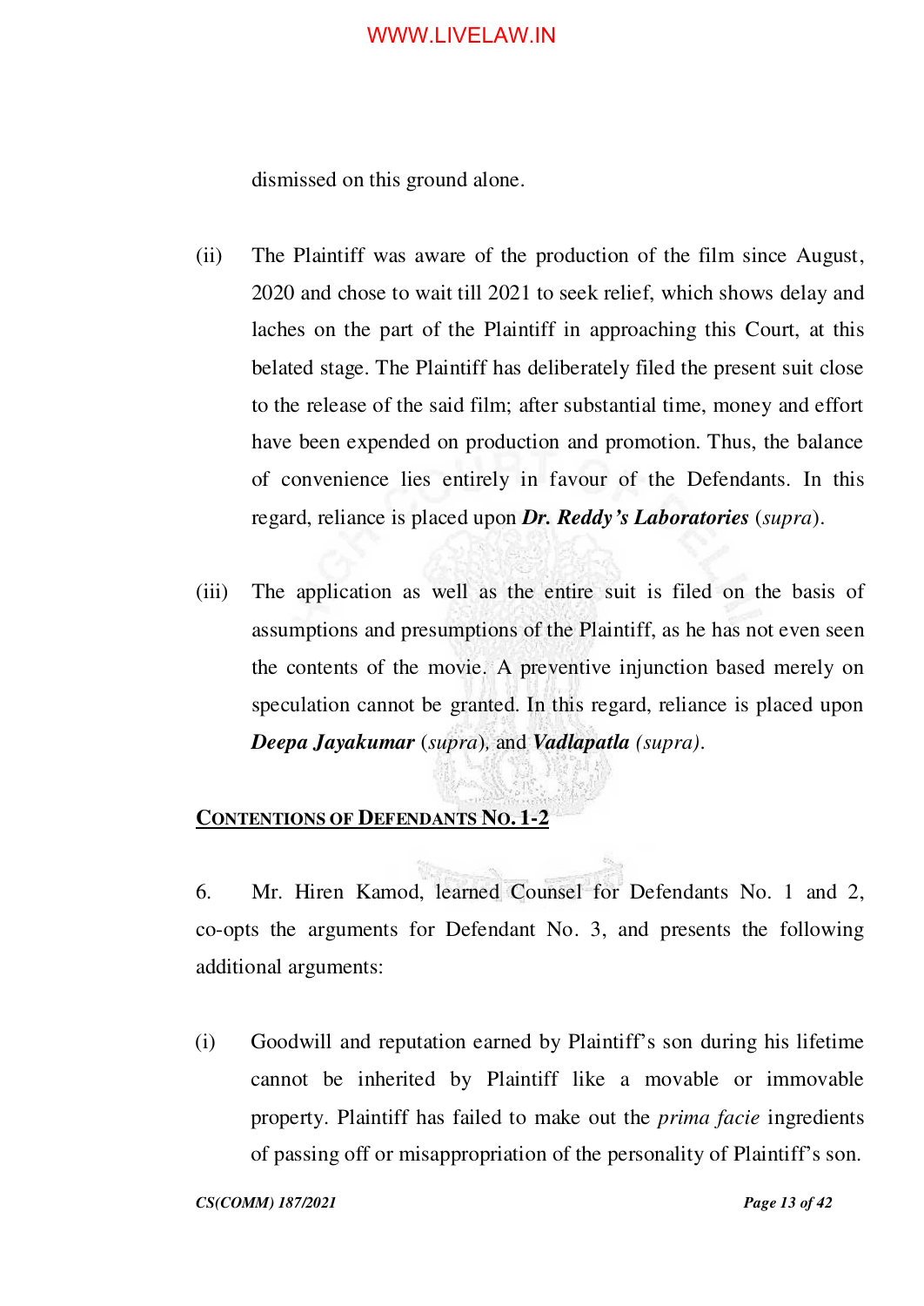dismissed on this ground alone.

(ii) The Plaintiff was aware of the production of the film since August, 2020 and chose to wait till 2021 to seek relief, which shows delay and laches on the part of the Plaintiff in approaching this Court, at this belated stage. The Plaintiff has deliberately filed the present suit close to the release of the said film; after substantial time, money and effort have been expended on production and promotion. Thus, the balance of convenience lies entirely in favour of the Defendants. In this regard, reliance is placed upon ***Dr. Reddy's Laboratories*** (*supra*).

(iii) The application as well as the entire suit is filed on the basis of assumptions and presumptions of the Plaintiff, as he has not even seen the contents of the movie. A preventive injunction based merely on speculation cannot be granted. In this regard, reliance is placed upon ***Deepa Jayakumar*** (*supra*), and ***Vadlapatla*** *(supra)*.

**<u>CONTENTIONS OF DEFENDANTS NO. 1-2</u>**

6. Mr. Hiren Kamod, learned Counsel for Defendants No. 1 and 2, co-opts the arguments for Defendant No. 3, and presents the following additional arguments:

(i) Goodwill and reputation earned by Plaintiff's son during his lifetime cannot be inherited by Plaintiff like a movable or immovable property. Plaintiff has failed to make out the *prima facie* ingredients of passing off or misappropriation of the personality of Plaintiff's son.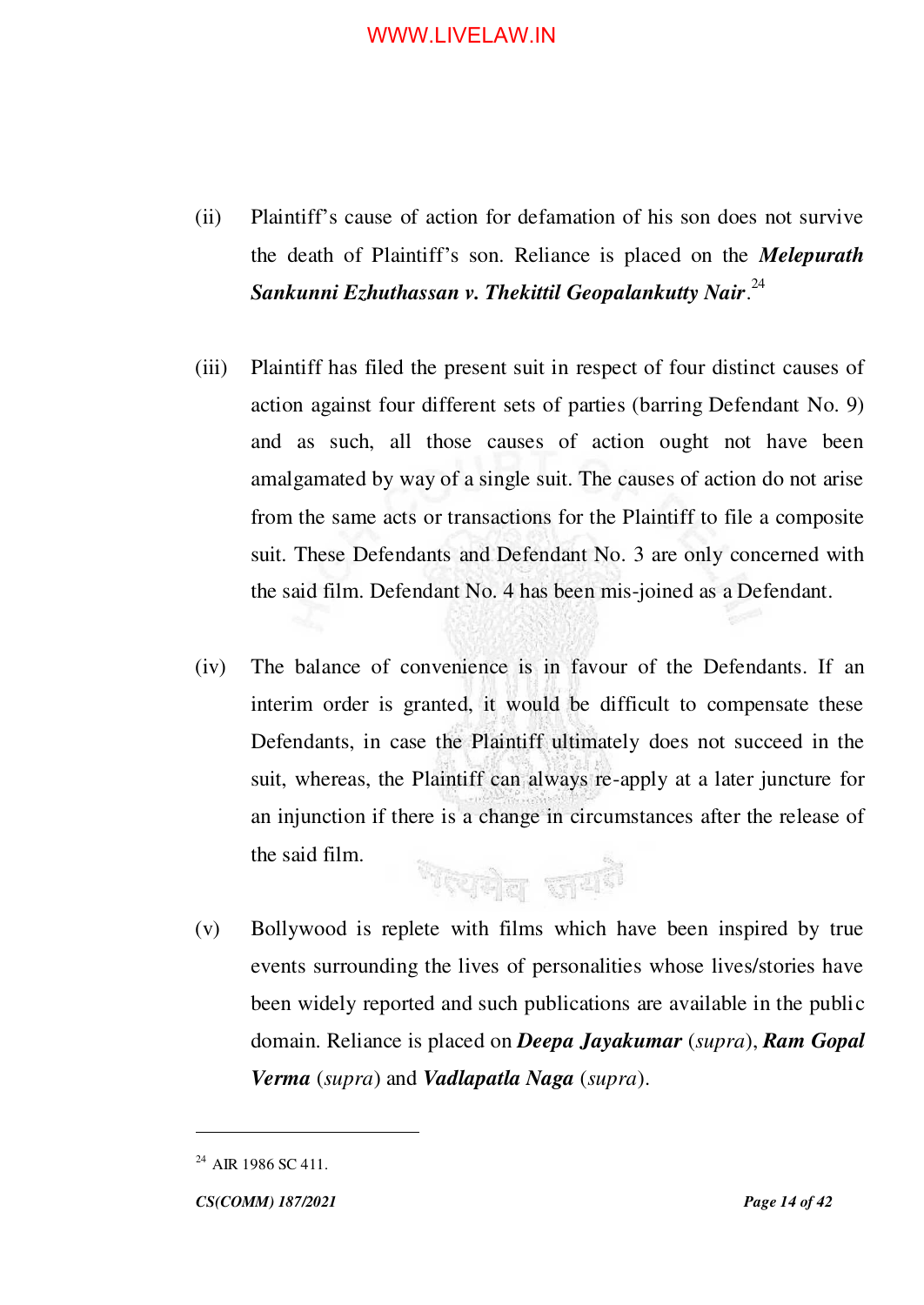(ii) Plaintiff's cause of action for defamation of his son does not survive the death of Plaintiff's son. Reliance is placed on the ***Melepurath Sankunni Ezhuthassan v. Thekittil Geopalankutty Nair***.[24]

(iii) Plaintiff has filed the present suit in respect of four distinct causes of action against four different sets of parties (barring Defendant No. 9) and as such, all those causes of action ought not have been amalgamated by way of a single suit. The causes of action do not arise from the same acts or transactions for the Plaintiff to file a composite suit. These Defendants and Defendant No. 3 are only concerned with the said film. Defendant No. 4 has been mis-joined as a Defendant.

(iv) The balance of convenience is in favour of the Defendants. If an interim order is granted, it would be difficult to compensate these Defendants, in case the Plaintiff ultimately does not succeed in the suit, whereas, the Plaintiff can always re-apply at a later juncture for an injunction if there is a change in circumstances after the release of the said film.

(v) Bollywood is replete with films which have been inspired by true events surrounding the lives of personalities whose lives/stories have been widely reported and such publications are available in the public domain. Reliance is placed on ***Deepa Jayakumar*** (*supra*), ***Ram Gopal Verma*** (*supra*) and ***Vadlapatla Naga*** (*supra*).

---

[24] AIR 1986 SC 411.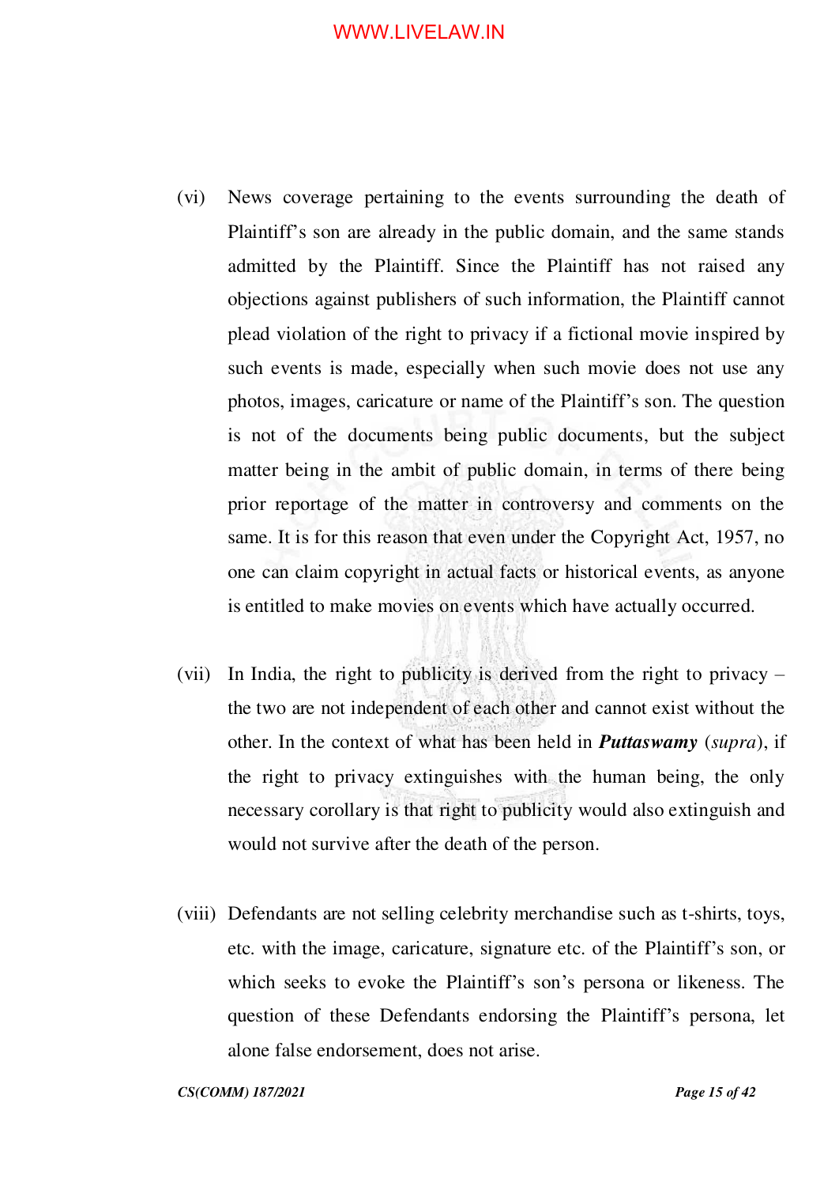(vi) News coverage pertaining to the events surrounding the death of Plaintiff's son are already in the public domain, and the same stands admitted by the Plaintiff. Since the Plaintiff has not raised any objections against publishers of such information, the Plaintiff cannot plead violation of the right to privacy if a fictional movie inspired by such events is made, especially when such movie does not use any photos, images, caricature or name of the Plaintiff's son. The question is not of the documents being public documents, but the subject matter being in the ambit of public domain, in terms of there being prior reportage of the matter in controversy and comments on the same. It is for this reason that even under the Copyright Act, 1957, no one can claim copyright in actual facts or historical events, as anyone is entitled to make movies on events which have actually occurred.

(vii) In India, the right to publicity is derived from the right to privacy – the two are not independent of each other and cannot exist without the other. In the context of what has been held in ***Puttaswamy*** (*supra*), if the right to privacy extinguishes with the human being, the only necessary corollary is that right to publicity would also extinguish and would not survive after the death of the person.

(viii) Defendants are not selling celebrity merchandise such as t-shirts, toys, etc. with the image, caricature, signature etc. of the Plaintiff's son, or which seeks to evoke the Plaintiff's son's persona or likeness. The question of these Defendants endorsing the Plaintiff's persona, let alone false endorsement, does not arise.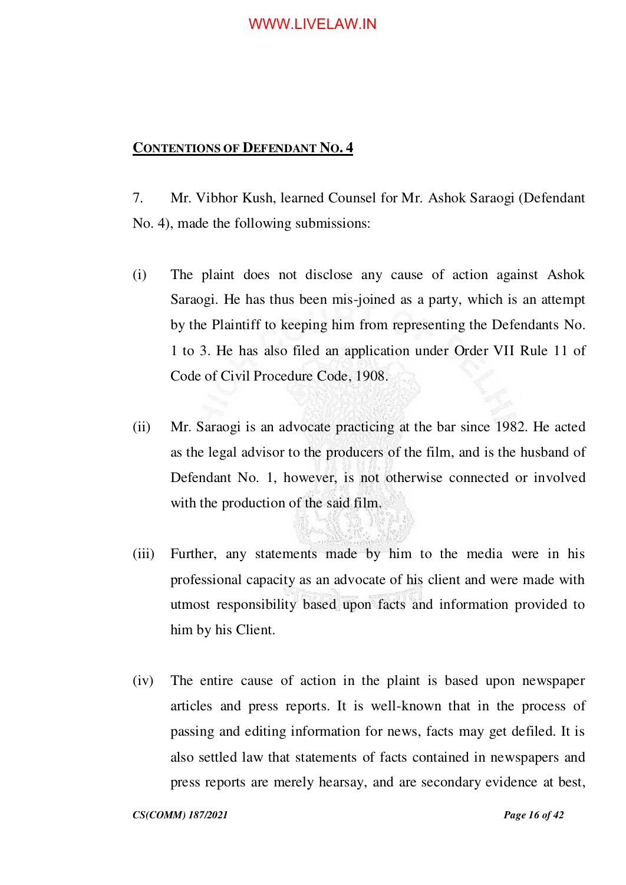**CONTENTIONS OF DEFENDANT NO. 4**

7. Mr. Vibhor Kush, learned Counsel for Mr. Ashok Saraogi (Defendant No. 4), made the following submissions:

(i) The plaint does not disclose any cause of action against Ashok Saraogi. He has thus been mis-joined as a party, which is an attempt by the Plaintiff to keeping him from representing the Defendants No. 1 to 3. He has also filed an application under Order VII Rule 11 of Code of Civil Procedure Code, 1908.

(ii) Mr. Saraogi is an advocate practicing at the bar since 1982. He acted as the legal advisor to the producers of the film, and is the husband of Defendant No. 1, however, is not otherwise connected or involved with the production of the said film.

(iii) Further, any statements made by him to the media were in his professional capacity as an advocate of his client and were made with utmost responsibility based upon facts and information provided to him by his Client.

(iv) The entire cause of action in the plaint is based upon newspaper articles and press reports. It is well-known that in the process of passing and editing information for news, facts may get defiled. It is also settled law that statements of facts contained in newspapers and press reports are merely hearsay, and are secondary evidence at best,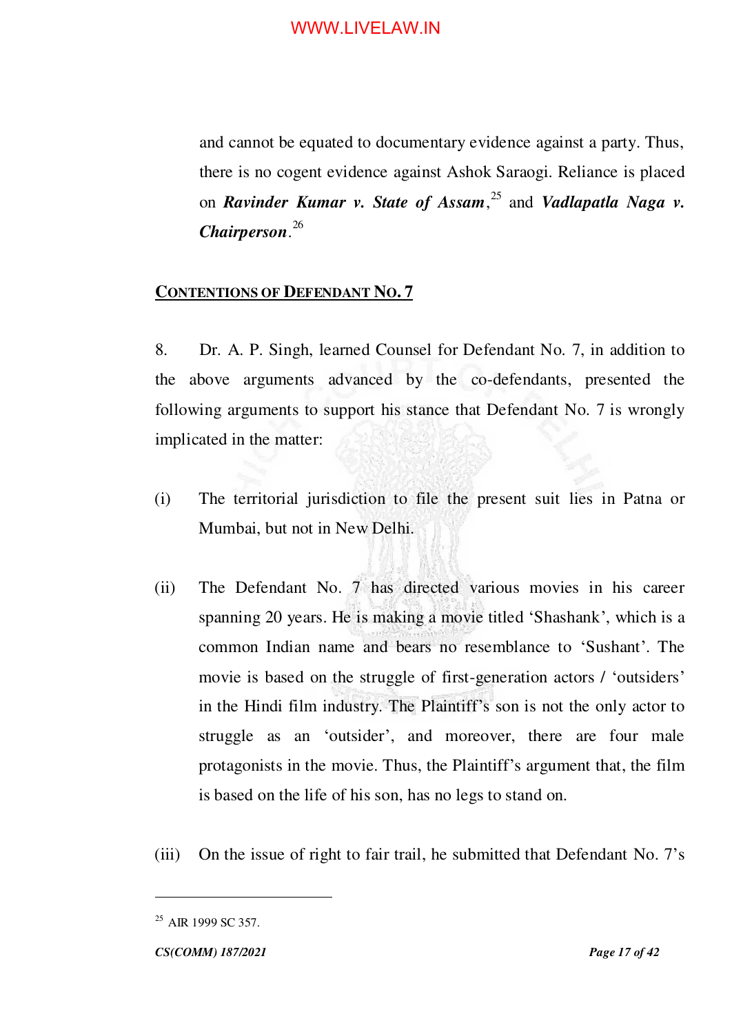and cannot be equated to documentary evidence against a party. Thus, there is no cogent evidence against Ashok Saraogi. Reliance is placed on ***Ravinder Kumar v. State of Assam***,[25] and ***Vadlapatla Naga v. Chairperson***.[26]

## CONTENTIONS OF DEFENDANT NO. 7

8. Dr. A. P. Singh, learned Counsel for Defendant No. 7, in addition to the above arguments advanced by the co-defendants, presented the following arguments to support his stance that Defendant No. 7 is wrongly implicated in the matter:

(i) The territorial jurisdiction to file the present suit lies in Patna or Mumbai, but not in New Delhi.

(ii) The Defendant No. 7 has directed various movies in his career spanning 20 years. He is making a movie titled 'Shashank', which is a common Indian name and bears no resemblance to 'Sushant'. The movie is based on the struggle of first-generation actors / 'outsiders' in the Hindi film industry. The Plaintiff's son is not the only actor to struggle as an 'outsider', and moreover, there are four male protagonists in the movie. Thus, the Plaintiff's argument that, the film is based on the life of his son, has no legs to stand on.

(iii) On the issue of right to fair trail, he submitted that Defendant No. 7's

---

[25] AIR 1999 SC 357.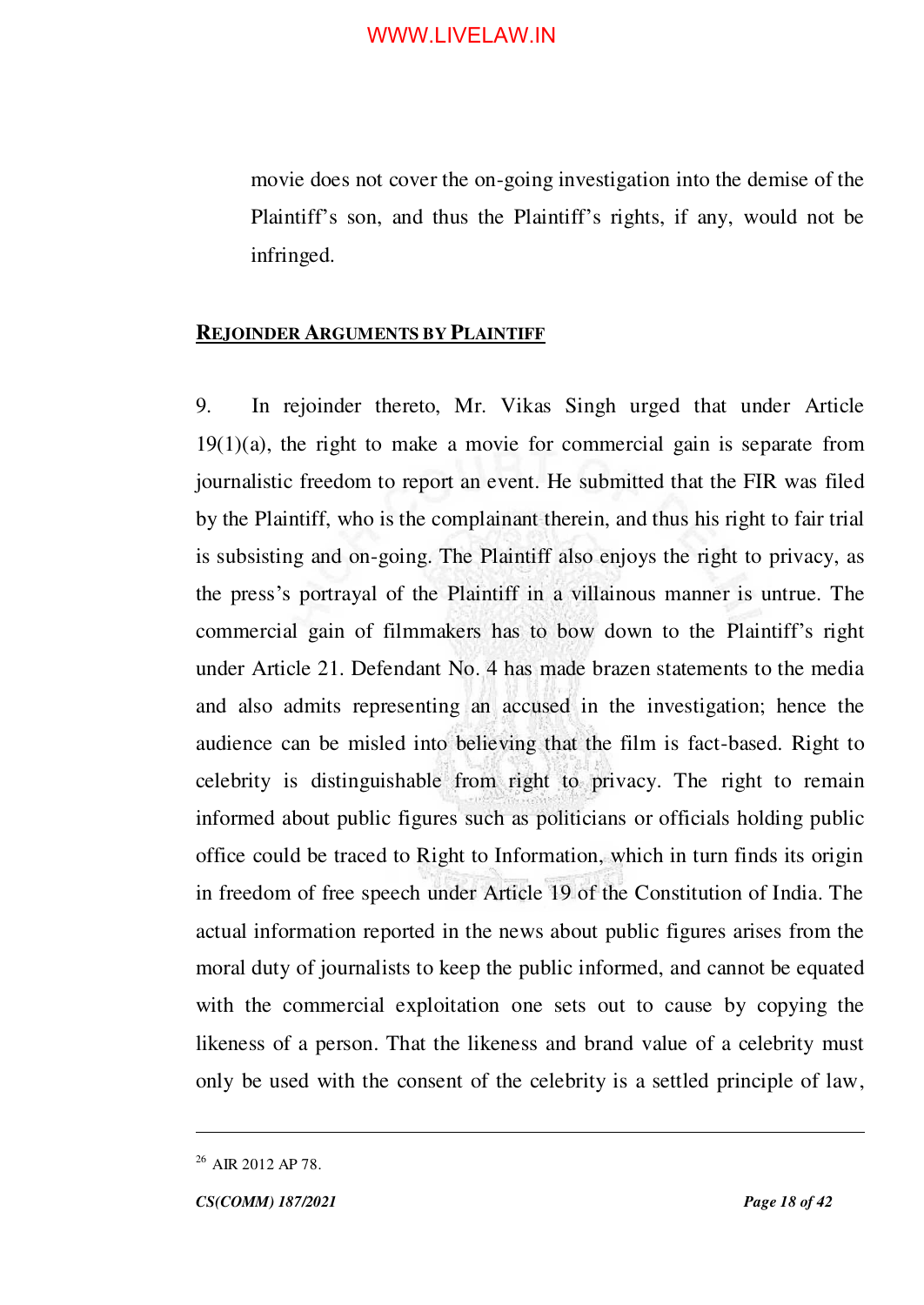movie does not cover the on-going investigation into the demise of the Plaintiff's son, and thus the Plaintiff's rights, if any, would not be infringed.

**<u>REJOINDER ARGUMENTS BY PLAINTIFF</u>**

9. In rejoinder thereto, Mr. Vikas Singh urged that under Article 19(1)(a), the right to make a movie for commercial gain is separate from journalistic freedom to report an event. He submitted that the FIR was filed by the Plaintiff, who is the complainant therein, and thus his right to fair trial is subsisting and on-going. The Plaintiff also enjoys the right to privacy, as the press's portrayal of the Plaintiff in a villainous manner is untrue. The commercial gain of filmmakers has to bow down to the Plaintiff's right under Article 21. Defendant No. 4 has made brazen statements to the media and also admits representing an accused in the investigation; hence the audience can be misled into believing that the film is fact-based. Right to celebrity is distinguishable from right to privacy. The right to remain informed about public figures such as politicians or officials holding public office could be traced to Right to Information, which in turn finds its origin in freedom of free speech under Article 19 of the Constitution of India. The actual information reported in the news about public figures arises from the moral duty of journalists to keep the public informed, and cannot be equated with the commercial exploitation one sets out to cause by copying the likeness of a person. That the likeness and brand value of a celebrity must only be used with the consent of the celebrity is a settled principle of law,

---

[26] AIR 2012 AP 78.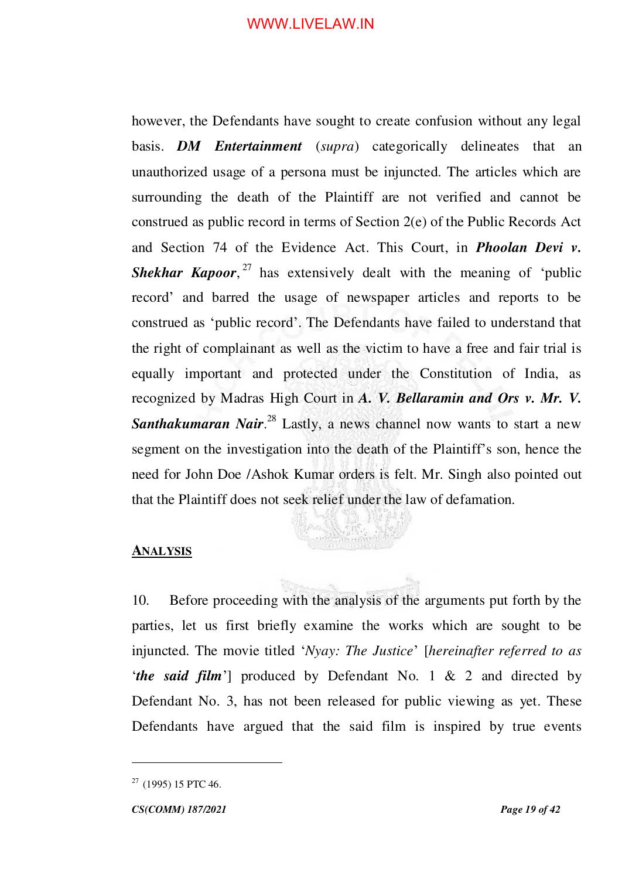however, the Defendants have sought to create confusion without any legal basis. ***DM Entertainment*** (*supra*) categorically delineates that an unauthorized usage of a persona must be injuncted. The articles which are surrounding the death of the Plaintiff are not verified and cannot be construed as public record in terms of Section 2(e) of the Public Records Act and Section 74 of the Evidence Act. This Court, in ***Phoolan Devi v. Shekhar Kapoor***,[27] has extensively dealt with the meaning of 'public record' and barred the usage of newspaper articles and reports to be construed as 'public record'. The Defendants have failed to understand that the right of complainant as well as the victim to have a free and fair trial is equally important and protected under the Constitution of India, as recognized by Madras High Court in ***A. V. Bellaramin and Ors v. Mr. V. Santhakumaran Nair***.[28] Lastly, a news channel now wants to start a new segment on the investigation into the death of the Plaintiff's son, hence the need for John Doe /Ashok Kumar orders is felt. Mr. Singh also pointed out that the Plaintiff does not seek relief under the law of defamation.

## ANALYSIS

10. Before proceeding with the analysis of the arguments put forth by the parties, let us first briefly examine the works which are sought to be injuncted. The movie titled '*Nyay: The Justice*' [*hereinafter referred to as* '***the said film***'] produced by Defendant No. 1 & 2 and directed by Defendant No. 3, has not been released for public viewing as yet. These Defendants have argued that the said film is inspired by true events

---

[27] (1995) 15 PTC 46.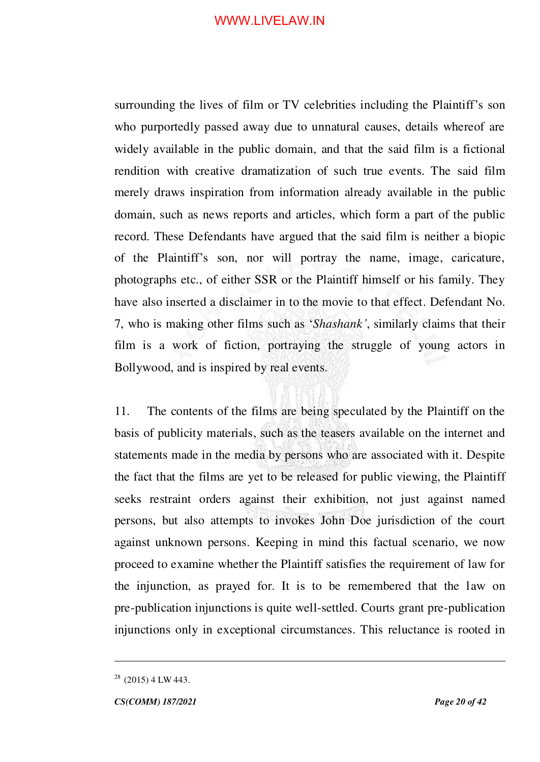surrounding the lives of film or TV celebrities including the Plaintiff's son who purportedly passed away due to unnatural causes, details whereof are widely available in the public domain, and that the said film is a fictional rendition with creative dramatization of such true events. The said film merely draws inspiration from information already available in the public domain, such as news reports and articles, which form a part of the public record. These Defendants have argued that the said film is neither a biopic of the Plaintiff's son, nor will portray the name, image, caricature, photographs etc., of either SSR or the Plaintiff himself or his family. They have also inserted a disclaimer in to the movie to that effect. Defendant No. 7, who is making other films such as '*Shashank*', similarly claims that their film is a work of fiction, portraying the struggle of young actors in Bollywood, and is inspired by real events.

11. The contents of the films are being speculated by the Plaintiff on the basis of publicity materials, such as the teasers available on the internet and statements made in the media by persons who are associated with it. Despite the fact that the films are yet to be released for public viewing, the Plaintiff seeks restraint orders against their exhibition, not just against named persons, but also attempts to invokes John Doe jurisdiction of the court against unknown persons. Keeping in mind this factual scenario, we now proceed to examine whether the Plaintiff satisfies the requirement of law for the injunction, as prayed for. It is to be remembered that the law on pre-publication injunctions is quite well-settled. Courts grant pre-publication injunctions only in exceptional circumstances. This reluctance is rooted in

---

[28] (2015) 4 LW 443.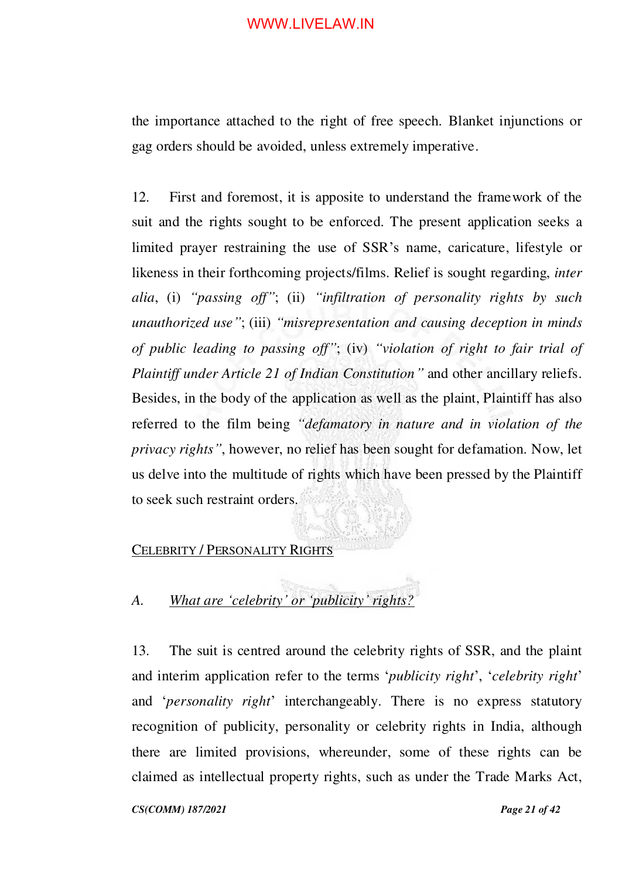the importance attached to the right of free speech. Blanket injunctions or gag orders should be avoided, unless extremely imperative.

12. First and foremost, it is apposite to understand the framework of the suit and the rights sought to be enforced. The present application seeks a limited prayer restraining the use of SSR's name, caricature, lifestyle or likeness in their forthcoming projects/films. Relief is sought regarding, *inter alia*, (i) *"passing off"*; (ii) *"infiltration of personality rights by such unauthorized use"*; (iii) *"misrepresentation and causing deception in minds of public leading to passing off"*; (iv) *"violation of right to fair trial of Plaintiff under Article 21 of Indian Constitution"* and other ancillary reliefs. Besides, in the body of the application as well as the plaint, Plaintiff has also referred to the film being *"defamatory in nature and in violation of the privacy rights"*, however, no relief has been sought for defamation. Now, let us delve into the multitude of rights which have been pressed by the Plaintiff to seek such restraint orders.

<u>CELEBRITY / PERSONALITY RIGHTS</u>

*A. <u>What are 'celebrity' or 'publicity' rights?</u>*

13. The suit is centred around the celebrity rights of SSR, and the plaint and interim application refer to the terms '*publicity right*', '*celebrity right*' and '*personality right*' interchangeably. There is no express statutory recognition of publicity, personality or celebrity rights in India, although there are limited provisions, whereunder, some of these rights can be claimed as intellectual property rights, such as under the Trade Marks Act,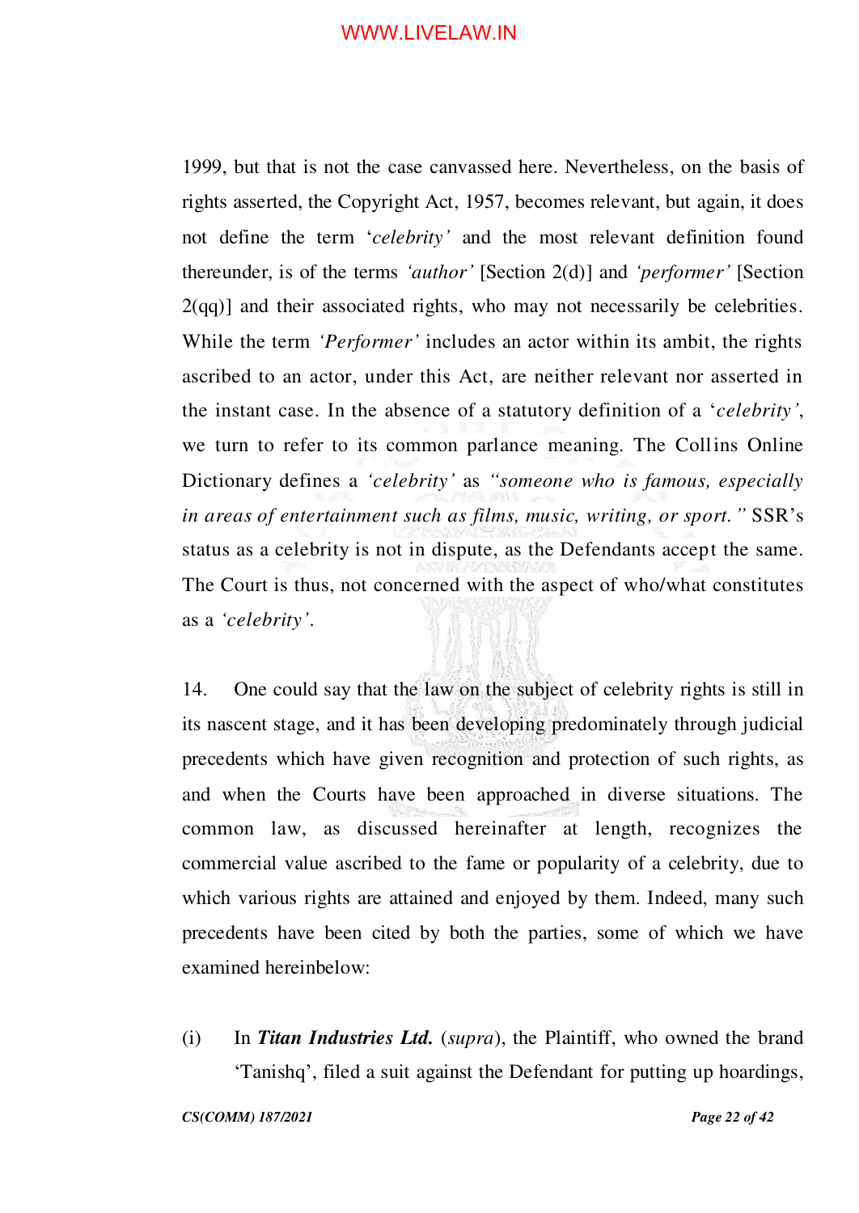1999, but that is not the case canvassed here. Nevertheless, on the basis of rights asserted, the Copyright Act, 1957, becomes relevant, but again, it does not define the term '*celebrity'* and the most relevant definition found thereunder, is of the terms *'author'* [Section 2(d)] and *'performer'* [Section 2(qq)] and their associated rights, who may not necessarily be celebrities. While the term *'Performer'* includes an actor within its ambit, the rights ascribed to an actor, under this Act, are neither relevant nor asserted in the instant case. In the absence of a statutory definition of a '*celebrity'*, we turn to refer to its common parlance meaning. The Collins Online Dictionary defines a *'celebrity'* as *"someone who is famous, especially in areas of entertainment such as films, music, writing, or sport."* SSR's status as a celebrity is not in dispute, as the Defendants accept the same. The Court is thus, not concerned with the aspect of who/what constitutes as a *'celebrity'*.

14. One could say that the law on the subject of celebrity rights is still in its nascent stage, and it has been developing predominately through judicial precedents which have given recognition and protection of such rights, as and when the Courts have been approached in diverse situations. The common law, as discussed hereinafter at length, recognizes the commercial value ascribed to the fame or popularity of a celebrity, due to which various rights are attained and enjoyed by them. Indeed, many such precedents have been cited by both the parties, some of which we have examined hereinbelow:

(i) In ***Titan Industries Ltd.*** (*supra*), the Plaintiff, who owned the brand 'Tanishq', filed a suit against the Defendant for putting up hoardings,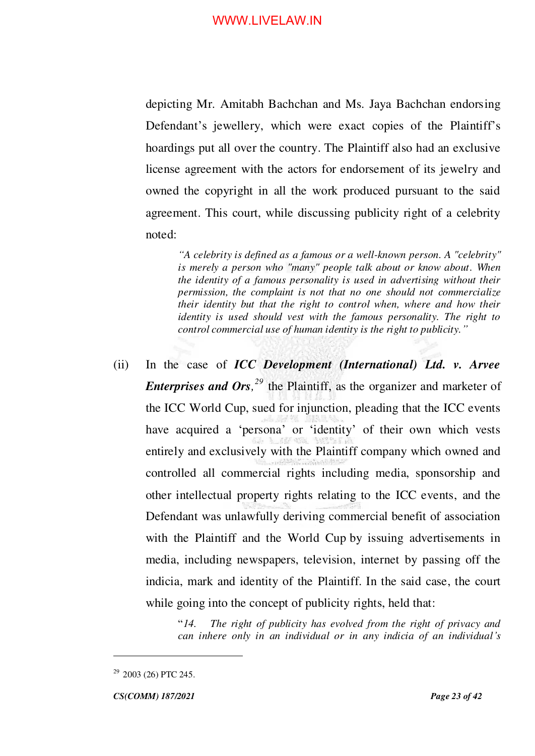depicting Mr. Amitabh Bachchan and Ms. Jaya Bachchan endorsing Defendant's jewellery, which were exact copies of the Plaintiff's hoardings put all over the country. The Plaintiff also had an exclusive license agreement with the actors for endorsement of its jewelry and owned the copyright in all the work produced pursuant to the said agreement. This court, while discussing publicity right of a celebrity noted:

> *"A celebrity is defined as a famous or a well-known person. A "celebrity" is merely a person who "many" people talk about or know about. When the identity of a famous personality is used in advertising without their permission, the complaint is not that no one should not commercialize their identity but that the right to control when, where and how their identity is used should vest with the famous personality. The right to control commercial use of human identity is the right to publicity."*

(ii) In the case of ***ICC Development (International) Ltd. v. Arvee Enterprises and Ors,***[29] the Plaintiff, as the organizer and marketer of the ICC World Cup, sued for injunction, pleading that the ICC events have acquired a 'persona' or 'identity' of their own which vests entirely and exclusively with the Plaintiff company which owned and controlled all commercial rights including media, sponsorship and other intellectual property rights relating to the ICC events, and the Defendant was unlawfully deriving commercial benefit of association with the Plaintiff and the World Cup by issuing advertisements in media, including newspapers, television, internet by passing off the indicia, mark and identity of the Plaintiff. In the said case, the court while going into the concept of publicity rights, held that:

> "*14. The right of publicity has evolved from the right of privacy and can inhere only in an individual or in any indicia of an individual's*

---

[29] 2003 (26) PTC 245.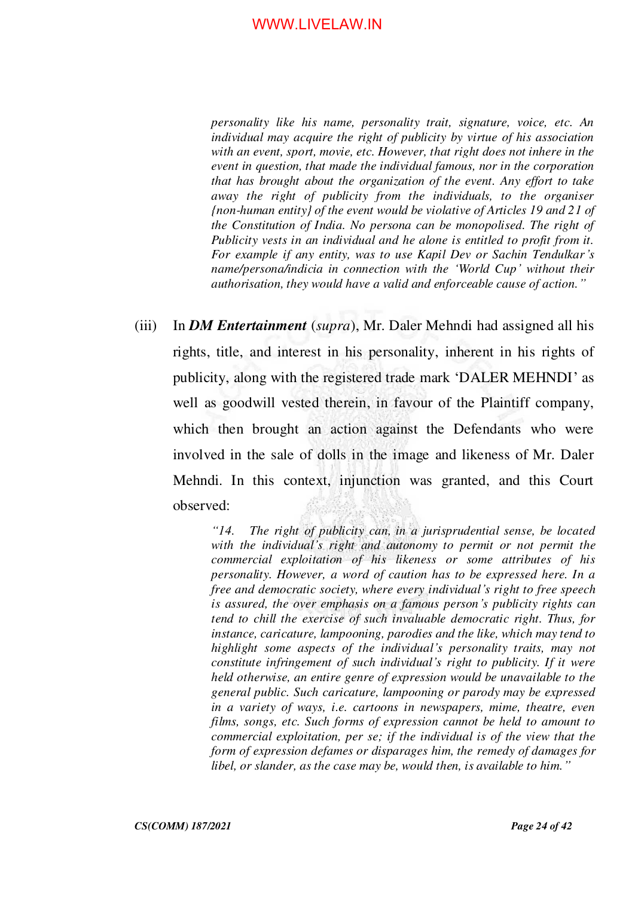*personality like his name, personality trait, signature, voice, etc. An individual may acquire the right of publicity by virtue of his association with an event, sport, movie, etc. However, that right does not inhere in the event in question, that made the individual famous, nor in the corporation that has brought about the organization of the event. Any effort to take away the right of publicity from the individuals, to the organiser {non-human entity} of the event would be violative of Articles 19 and 21 of the Constitution of India. No persona can be monopolised. The right of Publicity vests in an individual and he alone is entitled to profit from it. For example if any entity, was to use Kapil Dev or Sachin Tendulkar's name/persona/indicia in connection with the 'World Cup' without their authorisation, they would have a valid and enforceable cause of action."*

(iii) In ***DM Entertainment*** (*supra*), Mr. Daler Mehndi had assigned all his rights, title, and interest in his personality, inherent in his rights of publicity, along with the registered trade mark 'DALER MEHNDI' as well as goodwill vested therein, in favour of the Plaintiff company, which then brought an action against the Defendants who were involved in the sale of dolls in the image and likeness of Mr. Daler Mehndi. In this context, injunction was granted, and this Court observed:

> *"14. The right of publicity can, in a jurisprudential sense, be located with the individual's right and autonomy to permit or not permit the commercial exploitation of his likeness or some attributes of his personality. However, a word of caution has to be expressed here. In a free and democratic society, where every individual's right to free speech is assured, the over emphasis on a famous person's publicity rights can tend to chill the exercise of such invaluable democratic right. Thus, for instance, caricature, lampooning, parodies and the like, which may tend to highlight some aspects of the individual's personality traits, may not constitute infringement of such individual's right to publicity. If it were held otherwise, an entire genre of expression would be unavailable to the general public. Such caricature, lampooning or parody may be expressed in a variety of ways, i.e. cartoons in newspapers, mime, theatre, even films, songs, etc. Such forms of expression cannot be held to amount to commercial exploitation, per se; if the individual is of the view that the form of expression defames or disparages him, the remedy of damages for libel, or slander, as the case may be, would then, is available to him."*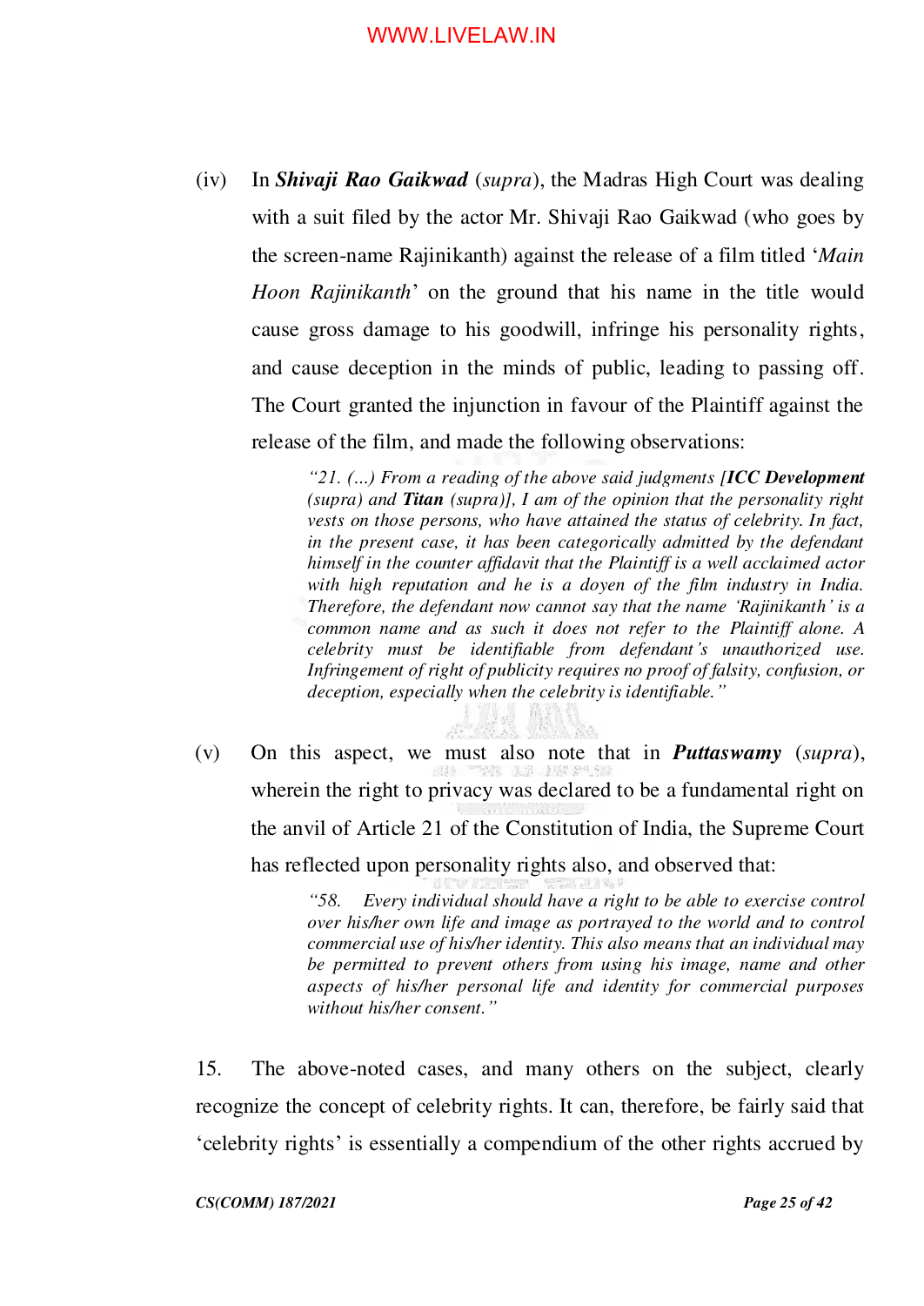(iv) In ***Shivaji Rao Gaikwad*** (*supra*), the Madras High Court was dealing with a suit filed by the actor Mr. Shivaji Rao Gaikwad (who goes by the screen-name Rajinikanth) against the release of a film titled '*Main Hoon Rajinikanth*' on the ground that his name in the title would cause gross damage to his goodwill, infringe his personality rights, and cause deception in the minds of public, leading to passing off. The Court granted the injunction in favour of the Plaintiff against the release of the film, and made the following observations:

> *"21. (…) From a reading of the above said judgments [**ICC Development** (supra) and **Titan** (supra)], I am of the opinion that the personality right vests on those persons, who have attained the status of celebrity. In fact, in the present case, it has been categorically admitted by the defendant himself in the counter affidavit that the Plaintiff is a well acclaimed actor with high reputation and he is a doyen of the film industry in India. Therefore, the defendant now cannot say that the name 'Rajinikanth' is a common name and as such it does not refer to the Plaintiff alone. A celebrity must be identifiable from defendant's unauthorized use. Infringement of right of publicity requires no proof of falsity, confusion, or deception, especially when the celebrity is identifiable."*

(v) On this aspect, we must also note that in ***Puttaswamy*** (*supra*), wherein the right to privacy was declared to be a fundamental right on the anvil of Article 21 of the Constitution of India, the Supreme Court has reflected upon personality rights also, and observed that:

> *"58. Every individual should have a right to be able to exercise control over his/her own life and image as portrayed to the world and to control commercial use of his/her identity. This also means that an individual may be permitted to prevent others from using his image, name and other aspects of his/her personal life and identity for commercial purposes without his/her consent."*

15. The above-noted cases, and many others on the subject, clearly recognize the concept of celebrity rights. It can, therefore, be fairly said that 'celebrity rights' is essentially a compendium of the other rights accrued by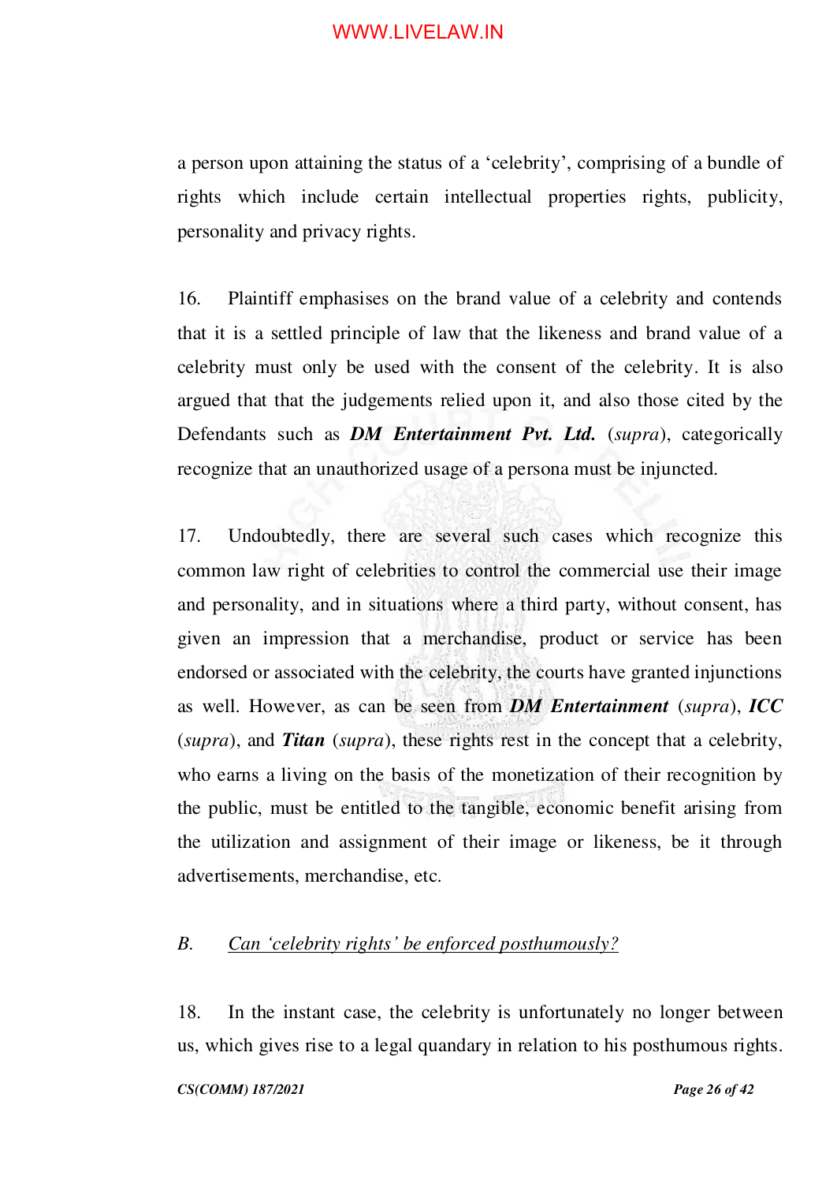a person upon attaining the status of a 'celebrity', comprising of a bundle of rights which include certain intellectual properties rights, publicity, personality and privacy rights.

16. Plaintiff emphasises on the brand value of a celebrity and contends that it is a settled principle of law that the likeness and brand value of a celebrity must only be used with the consent of the celebrity. It is also argued that that the judgements relied upon it, and also those cited by the Defendants such as ***DM Entertainment Pvt. Ltd.*** (*supra*), categorically recognize that an unauthorized usage of a persona must be injuncted.

17. Undoubtedly, there are several such cases which recognize this common law right of celebrities to control the commercial use their image and personality, and in situations where a third party, without consent, has given an impression that a merchandise, product or service has been endorsed or associated with the celebrity, the courts have granted injunctions as well. However, as can be seen from ***DM Entertainment*** (*supra*), ***ICC*** (*supra*), and ***Titan*** (*supra*), these rights rest in the concept that a celebrity, who earns a living on the basis of the monetization of their recognition by the public, must be entitled to the tangible, economic benefit arising from the utilization and assignment of their image or likeness, be it through advertisements, merchandise, etc.

*B. <u>Can 'celebrity rights' be enforced posthumously?</u>*

18. In the instant case, the celebrity is unfortunately no longer between us, which gives rise to a legal quandary in relation to his posthumous rights.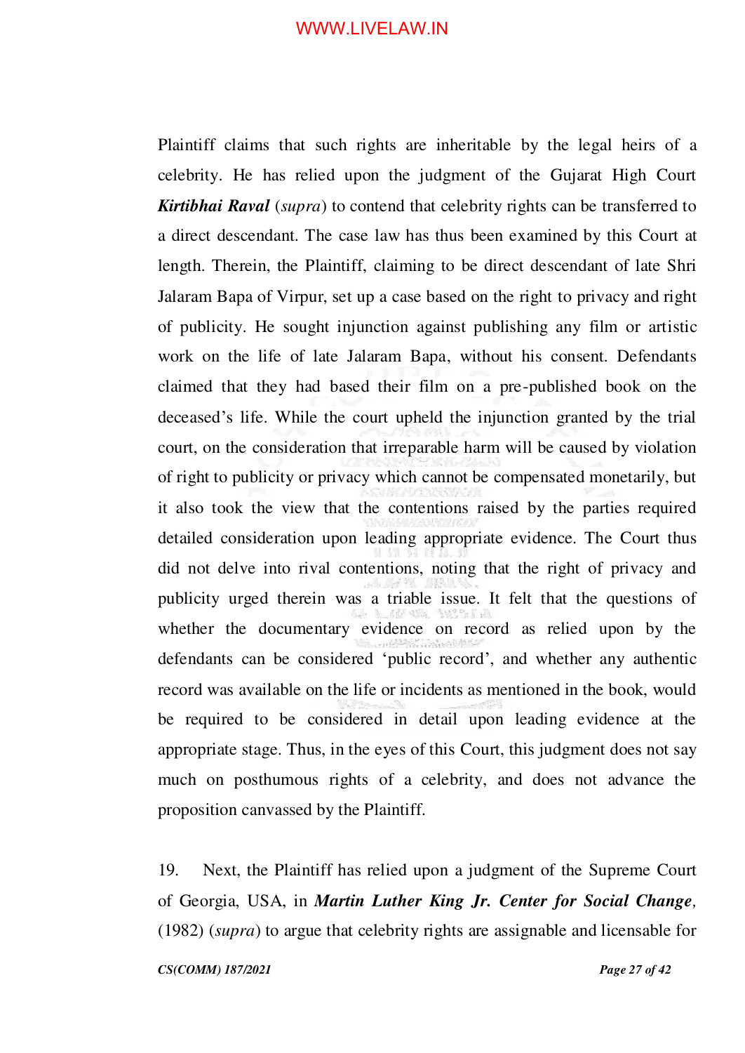Plaintiff claims that such rights are inheritable by the legal heirs of a celebrity. He has relied upon the judgment of the Gujarat High Court ***Kirtibhai Raval*** (*supra*) to contend that celebrity rights can be transferred to a direct descendant. The case law has thus been examined by this Court at length. Therein, the Plaintiff, claiming to be direct descendant of late Shri Jalaram Bapa of Virpur, set up a case based on the right to privacy and right of publicity. He sought injunction against publishing any film or artistic work on the life of late Jalaram Bapa, without his consent. Defendants claimed that they had based their film on a pre-published book on the deceased's life. While the court upheld the injunction granted by the trial court, on the consideration that irreparable harm will be caused by violation of right to publicity or privacy which cannot be compensated monetarily, but it also took the view that the contentions raised by the parties required detailed consideration upon leading appropriate evidence. The Court thus did not delve into rival contentions, noting that the right of privacy and publicity urged therein was a triable issue. It felt that the questions of whether the documentary evidence on record as relied upon by the defendants can be considered 'public record', and whether any authentic record was available on the life or incidents as mentioned in the book, would be required to be considered in detail upon leading evidence at the appropriate stage. Thus, in the eyes of this Court, this judgment does not say much on posthumous rights of a celebrity, and does not advance the proposition canvassed by the Plaintiff.

19. Next, the Plaintiff has relied upon a judgment of the Supreme Court of Georgia, USA, in ***Martin Luther King Jr. Center for Social Change,*** (1982) (*supra*) to argue that celebrity rights are assignable and licensable for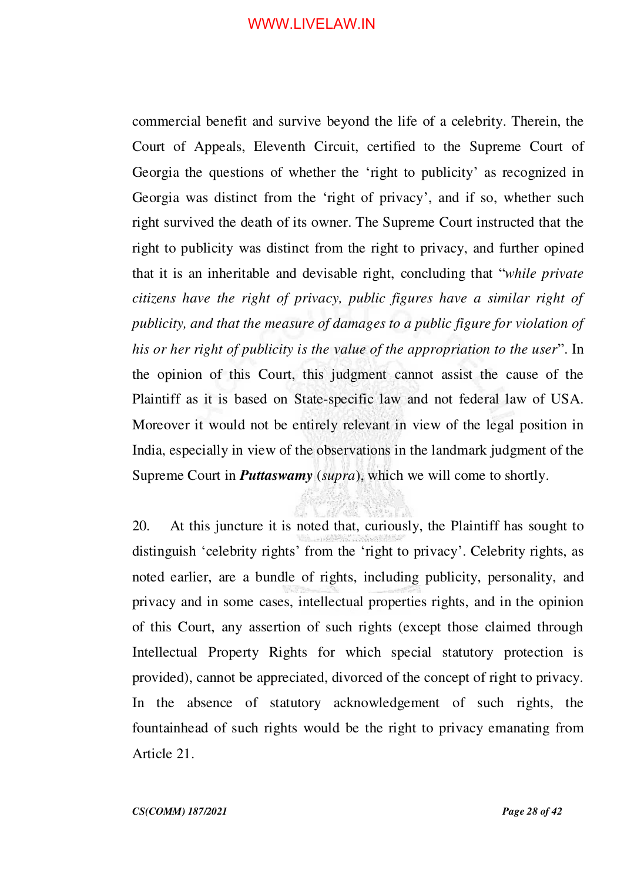commercial benefit and survive beyond the life of a celebrity. Therein, the Court of Appeals, Eleventh Circuit, certified to the Supreme Court of Georgia the questions of whether the 'right to publicity' as recognized in Georgia was distinct from the 'right of privacy', and if so, whether such right survived the death of its owner. The Supreme Court instructed that the right to publicity was distinct from the right to privacy, and further opined that it is an inheritable and devisable right, concluding that "*while private citizens have the right of privacy, public figures have a similar right of publicity, and that the measure of damages to a public figure for violation of his or her right of publicity is the value of the appropriation to the user*". In the opinion of this Court, this judgment cannot assist the cause of the Plaintiff as it is based on State-specific law and not federal law of USA. Moreover it would not be entirely relevant in view of the legal position in India, especially in view of the observations in the landmark judgment of the Supreme Court in ***Puttaswamy*** (*supra*), which we will come to shortly.

20. At this juncture it is noted that, curiously, the Plaintiff has sought to distinguish 'celebrity rights' from the 'right to privacy'. Celebrity rights, as noted earlier, are a bundle of rights, including publicity, personality, and privacy and in some cases, intellectual properties rights, and in the opinion of this Court, any assertion of such rights (except those claimed through Intellectual Property Rights for which special statutory protection is provided), cannot be appreciated, divorced of the concept of right to privacy. In the absence of statutory acknowledgement of such rights, the fountainhead of such rights would be the right to privacy emanating from Article 21.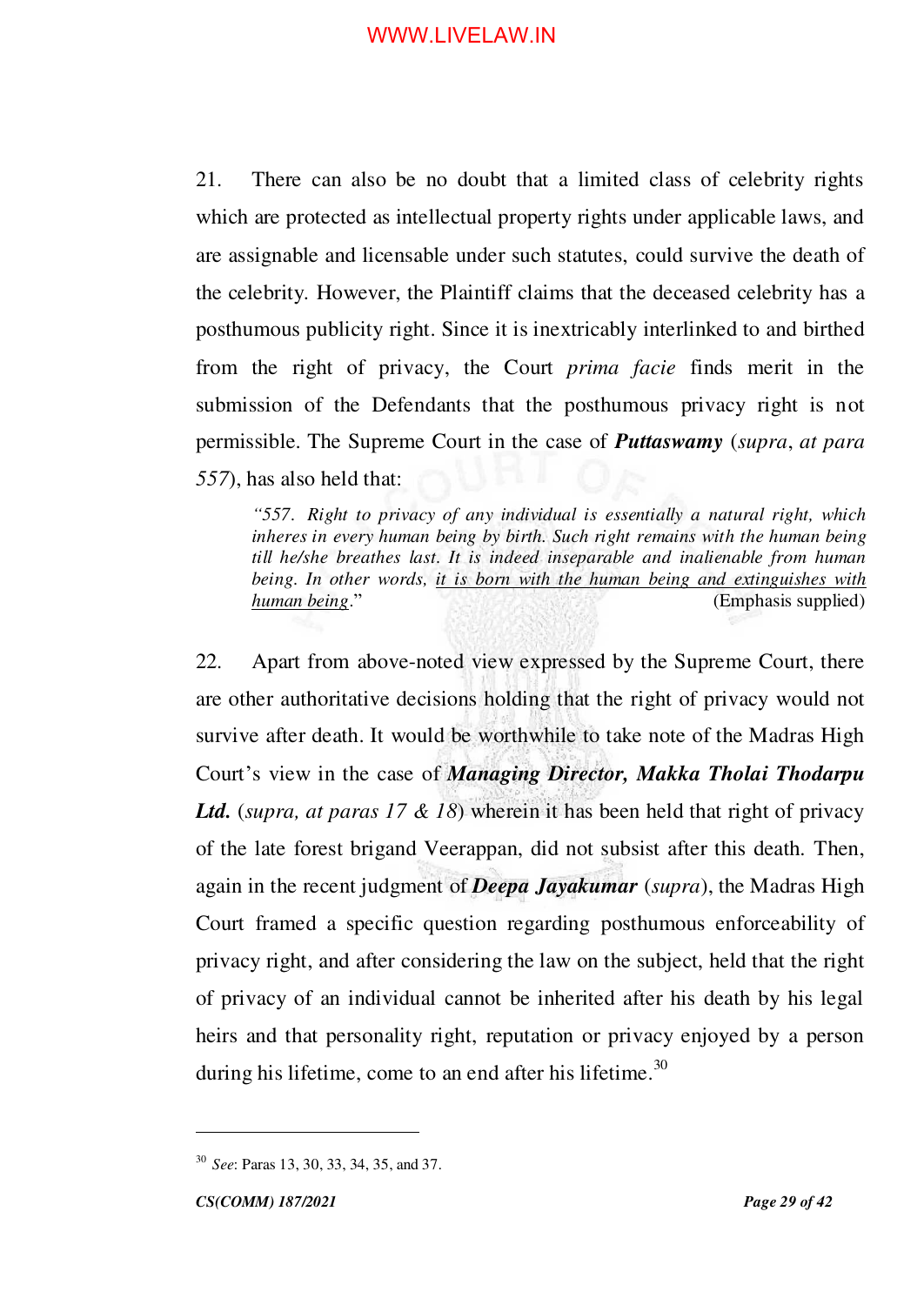21. There can also be no doubt that a limited class of celebrity rights which are protected as intellectual property rights under applicable laws, and are assignable and licensable under such statutes, could survive the death of the celebrity. However, the Plaintiff claims that the deceased celebrity has a posthumous publicity right. Since it is inextricably interlinked to and birthed from the right of privacy, the Court *prima facie* finds merit in the submission of the Defendants that the posthumous privacy right is not permissible. The Supreme Court in the case of ***Puttaswamy*** (*supra*, *at para 557*), has also held that:

> *"557. Right to privacy of any individual is essentially a natural right, which inheres in every human being by birth. Such right remains with the human being till he/she breathes last. It is indeed inseparable and inalienable from human being. In other words, <u>it is born with the human being and extinguishes with human being</u>."* (Emphasis supplied)

22. Apart from above-noted view expressed by the Supreme Court, there are other authoritative decisions holding that the right of privacy would not survive after death. It would be worthwhile to take note of the Madras High Court's view in the case of ***Managing Director, Makka Tholai Thodarpu Ltd.*** (*supra, at paras 17 & 18*) wherein it has been held that right of privacy of the late forest brigand Veerappan, did not subsist after this death. Then, again in the recent judgment of ***Deepa Jayakumar*** (*supra*), the Madras High Court framed a specific question regarding posthumous enforceability of privacy right, and after considering the law on the subject, held that the right of privacy of an individual cannot be inherited after his death by his legal heirs and that personality right, reputation or privacy enjoyed by a person during his lifetime, come to an end after his lifetime.[30]

---

[30] *See*: Paras 13, 30, 33, 34, 35, and 37.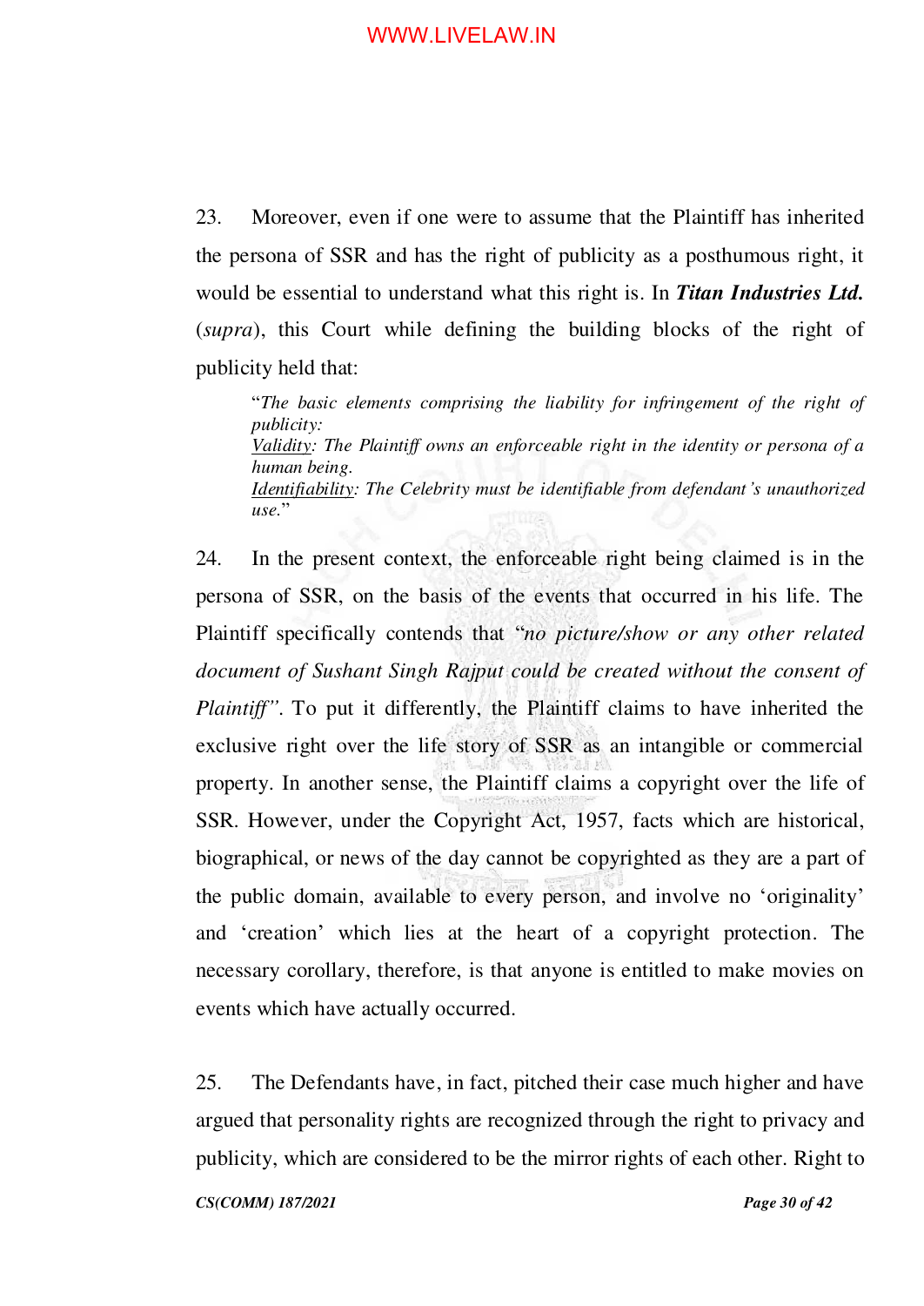23. Moreover, even if one were to assume that the Plaintiff has inherited the persona of SSR and has the right of publicity as a posthumous right, it would be essential to understand what this right is. In ***Titan Industries Ltd.*** (*supra*), this Court while defining the building blocks of the right of publicity held that:

> "*The basic elements comprising the liability for infringement of the right of publicity:*
> *Validity: The Plaintiff owns an enforceable right in the identity or persona of a human being.*
> *Identifiability: The Celebrity must be identifiable from defendant's unauthorized use.*"

24. In the present context, the enforceable right being claimed is in the persona of SSR, on the basis of the events that occurred in his life. The Plaintiff specifically contends that "*no picture/show or any other related document of Sushant Singh Rajput could be created without the consent of Plaintiff*". To put it differently, the Plaintiff claims to have inherited the exclusive right over the life story of SSR as an intangible or commercial property. In another sense, the Plaintiff claims a copyright over the life of SSR. However, under the Copyright Act, 1957, facts which are historical, biographical, or news of the day cannot be copyrighted as they are a part of the public domain, available to every person, and involve no 'originality' and 'creation' which lies at the heart of a copyright protection. The necessary corollary, therefore, is that anyone is entitled to make movies on events which have actually occurred.

25. The Defendants have, in fact, pitched their case much higher and have argued that personality rights are recognized through the right to privacy and publicity, which are considered to be the mirror rights of each other. Right to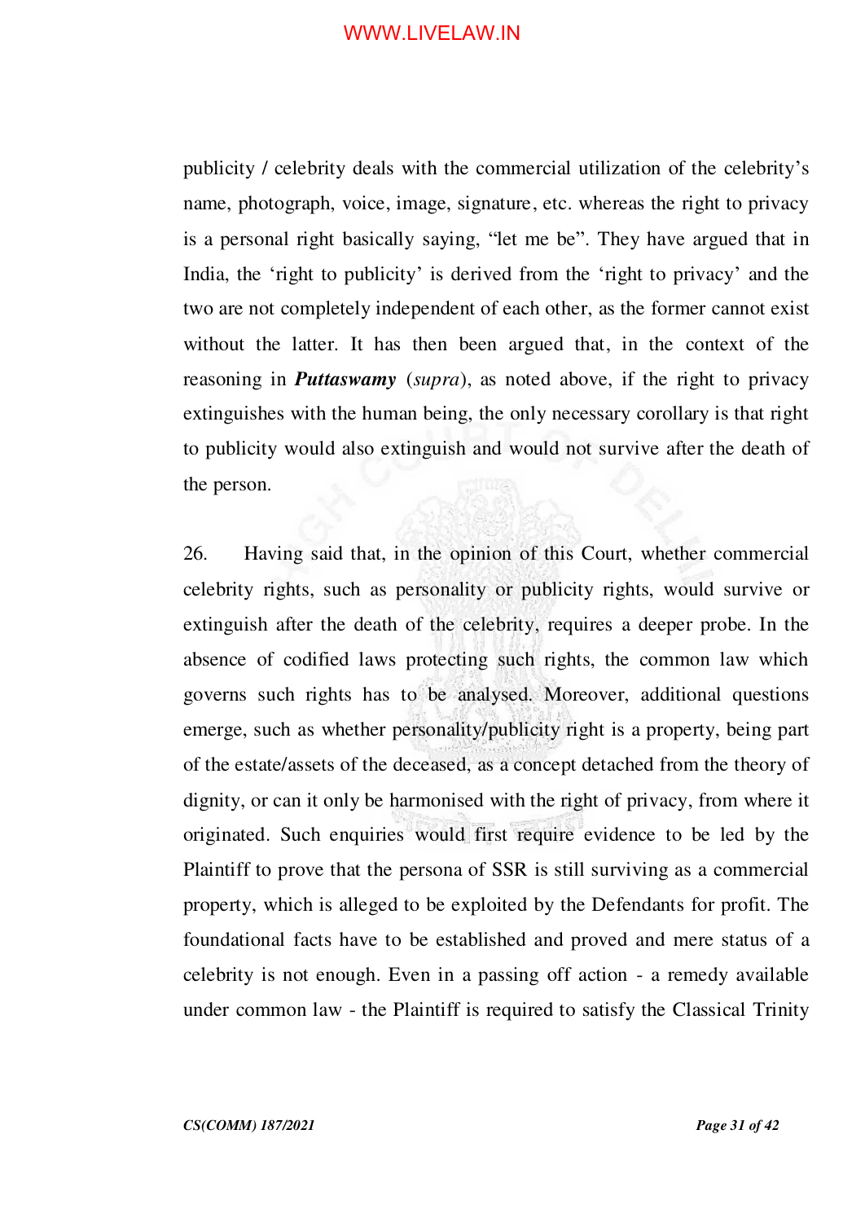publicity / celebrity deals with the commercial utilization of the celebrity's name, photograph, voice, image, signature, etc. whereas the right to privacy is a personal right basically saying, "let me be". They have argued that in India, the 'right to publicity' is derived from the 'right to privacy' and the two are not completely independent of each other, as the former cannot exist without the latter. It has then been argued that, in the context of the reasoning in ***Puttaswamy*** (*supra*), as noted above, if the right to privacy extinguishes with the human being, the only necessary corollary is that right to publicity would also extinguish and would not survive after the death of the person.

26. Having said that, in the opinion of this Court, whether commercial celebrity rights, such as personality or publicity rights, would survive or extinguish after the death of the celebrity, requires a deeper probe. In the absence of codified laws protecting such rights, the common law which governs such rights has to be analysed. Moreover, additional questions emerge, such as whether personality/publicity right is a property, being part of the estate/assets of the deceased, as a concept detached from the theory of dignity, or can it only be harmonised with the right of privacy, from where it originated. Such enquiries would first require evidence to be led by the Plaintiff to prove that the persona of SSR is still surviving as a commercial property, which is alleged to be exploited by the Defendants for profit. The foundational facts have to be established and proved and mere status of a celebrity is not enough. Even in a passing off action - a remedy available under common law - the Plaintiff is required to satisfy the Classical Trinity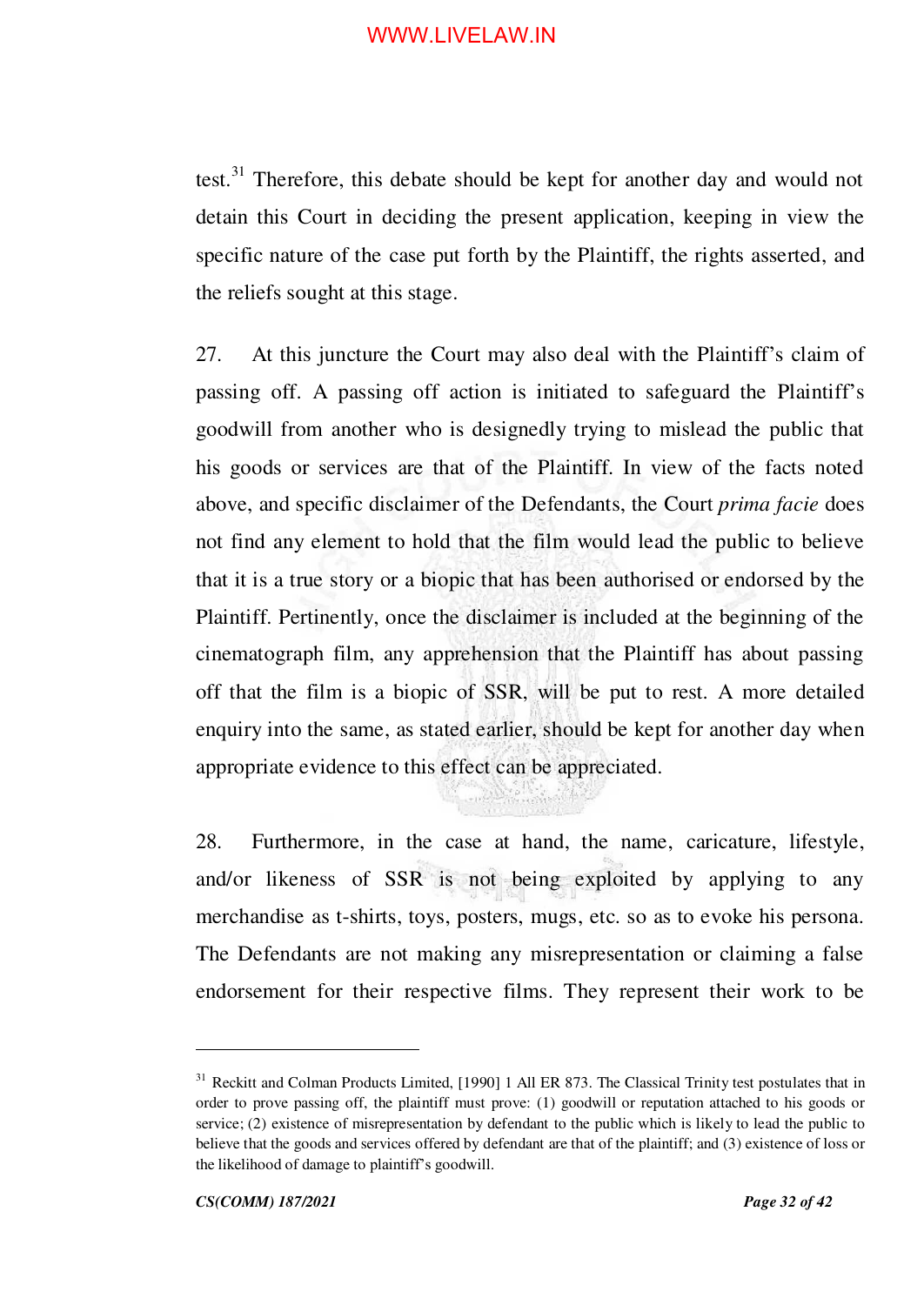test.[31] Therefore, this debate should be kept for another day and would not detain this Court in deciding the present application, keeping in view the specific nature of the case put forth by the Plaintiff, the rights asserted, and the reliefs sought at this stage.

27. At this juncture the Court may also deal with the Plaintiff's claim of passing off. A passing off action is initiated to safeguard the Plaintiff's goodwill from another who is designedly trying to mislead the public that his goods or services are that of the Plaintiff. In view of the facts noted above, and specific disclaimer of the Defendants, the Court *prima facie* does not find any element to hold that the film would lead the public to believe that it is a true story or a biopic that has been authorised or endorsed by the Plaintiff. Pertinently, once the disclaimer is included at the beginning of the cinematograph film, any apprehension that the Plaintiff has about passing off that the film is a biopic of SSR, will be put to rest. A more detailed enquiry into the same, as stated earlier, should be kept for another day when appropriate evidence to this effect can be appreciated.

28. Furthermore, in the case at hand, the name, caricature, lifestyle, and/or likeness of SSR is not being exploited by applying to any merchandise as t-shirts, toys, posters, mugs, etc. so as to evoke his persona. The Defendants are not making any misrepresentation or claiming a false endorsement for their respective films. They represent their work to be

---

[31] Reckitt and Colman Products Limited, [1990] 1 All ER 873. The Classical Trinity test postulates that in order to prove passing off, the plaintiff must prove: (1) goodwill or reputation attached to his goods or service; (2) existence of misrepresentation by defendant to the public which is likely to lead the public to believe that the goods and services offered by defendant are that of the plaintiff; and (3) existence of loss or the likelihood of damage to plaintiff's goodwill.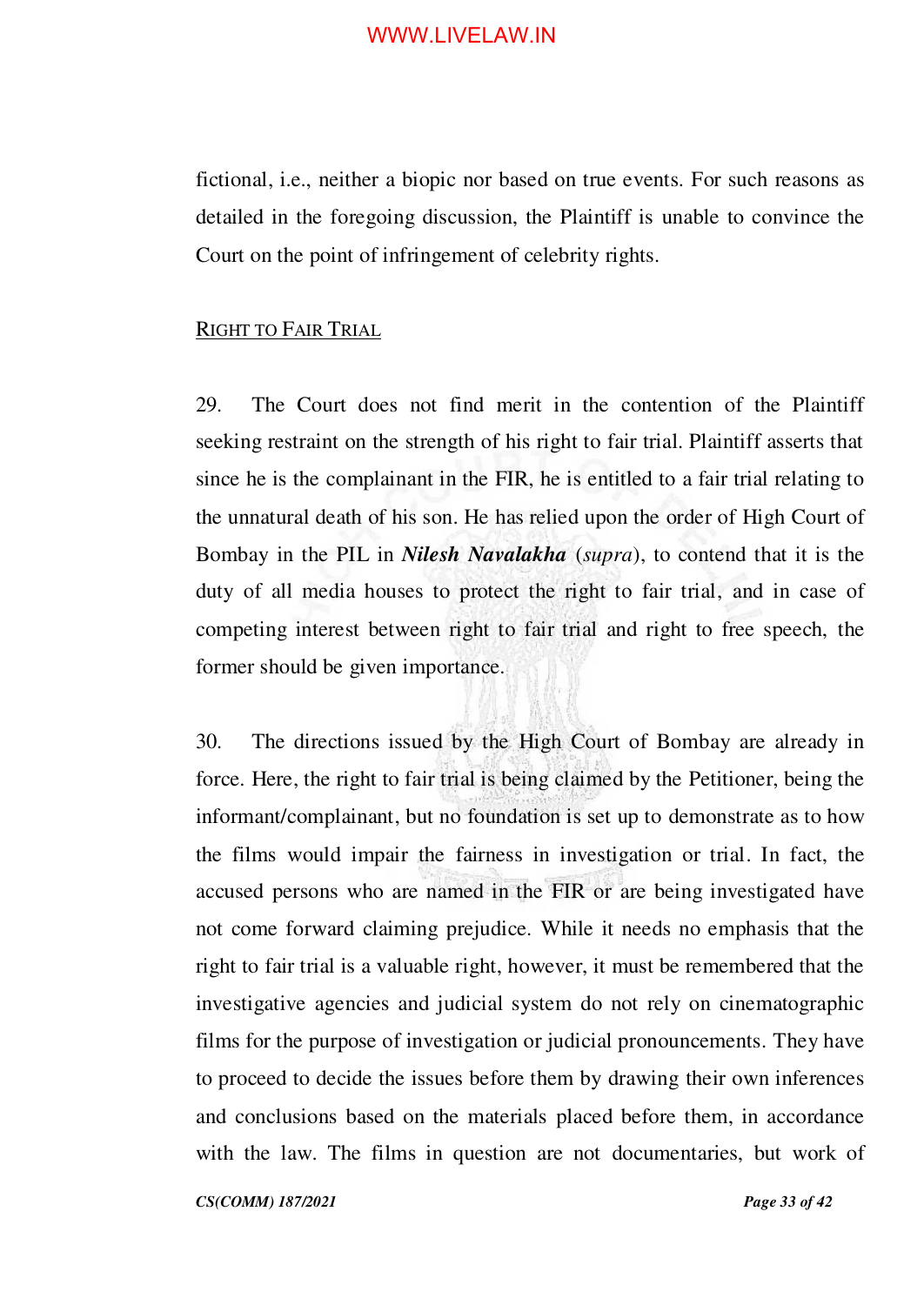fictional, i.e., neither a biopic nor based on true events. For such reasons as detailed in the foregoing discussion, the Plaintiff is unable to convince the Court on the point of infringement of celebrity rights.

RIGHT TO FAIR TRIAL

29. The Court does not find merit in the contention of the Plaintiff seeking restraint on the strength of his right to fair trial. Plaintiff asserts that since he is the complainant in the FIR, he is entitled to a fair trial relating to the unnatural death of his son. He has relied upon the order of High Court of Bombay in the PIL in ***Nilesh Navalakha*** (*supra*), to contend that it is the duty of all media houses to protect the right to fair trial, and in case of competing interest between right to fair trial and right to free speech, the former should be given importance.

30. The directions issued by the High Court of Bombay are already in force. Here, the right to fair trial is being claimed by the Petitioner, being the informant/complainant, but no foundation is set up to demonstrate as to how the films would impair the fairness in investigation or trial. In fact, the accused persons who are named in the FIR or are being investigated have not come forward claiming prejudice. While it needs no emphasis that the right to fair trial is a valuable right, however, it must be remembered that the investigative agencies and judicial system do not rely on cinematographic films for the purpose of investigation or judicial pronouncements. They have to proceed to decide the issues before them by drawing their own inferences and conclusions based on the materials placed before them, in accordance with the law. The films in question are not documentaries, but work of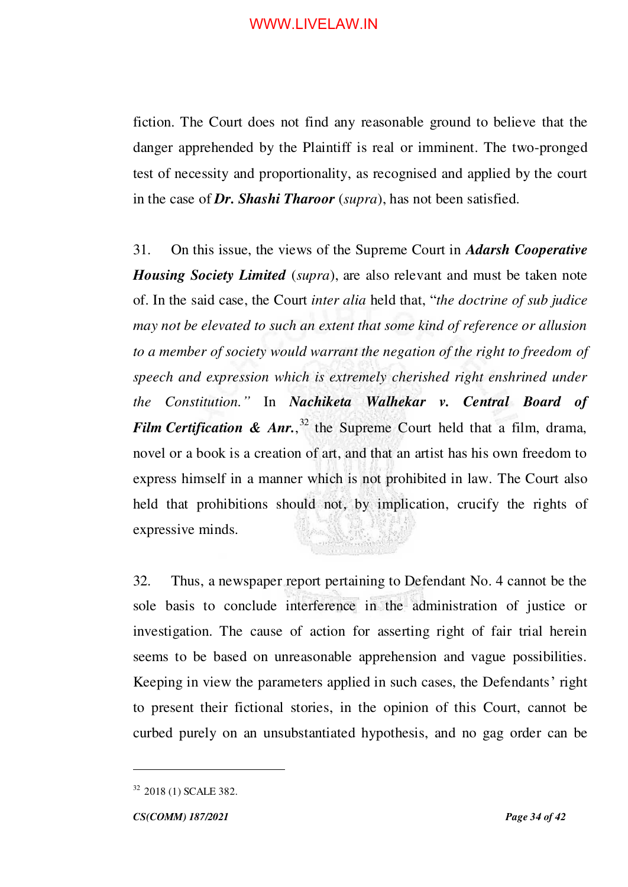fiction. The Court does not find any reasonable ground to believe that the danger apprehended by the Plaintiff is real or imminent. The two-pronged test of necessity and proportionality, as recognised and applied by the court in the case of ***Dr. Shashi Tharoor*** (*supra*), has not been satisfied.

31. On this issue, the views of the Supreme Court in ***Adarsh Cooperative Housing Society Limited*** (*supra*), are also relevant and must be taken note of. In the said case, the Court *inter alia* held that, "*the doctrine of sub judice may not be elevated to such an extent that some kind of reference or allusion to a member of society would warrant the negation of the right to freedom of speech and expression which is extremely cherished right enshrined under the Constitution.*" In ***Nachiketa Walhekar v. Central Board of Film Certification & Anr.***,[32] the Supreme Court held that a film, drama, novel or a book is a creation of art, and that an artist has his own freedom to express himself in a manner which is not prohibited in law. The Court also held that prohibitions should not, by implication, crucify the rights of expressive minds.

32. Thus, a newspaper report pertaining to Defendant No. 4 cannot be the sole basis to conclude interference in the administration of justice or investigation. The cause of action for asserting right of fair trial herein seems to be based on unreasonable apprehension and vague possibilities. Keeping in view the parameters applied in such cases, the Defendants' right to present their fictional stories, in the opinion of this Court, cannot be curbed purely on an unsubstantiated hypothesis, and no gag order can be

---

[32] 2018 (1) SCALE 382.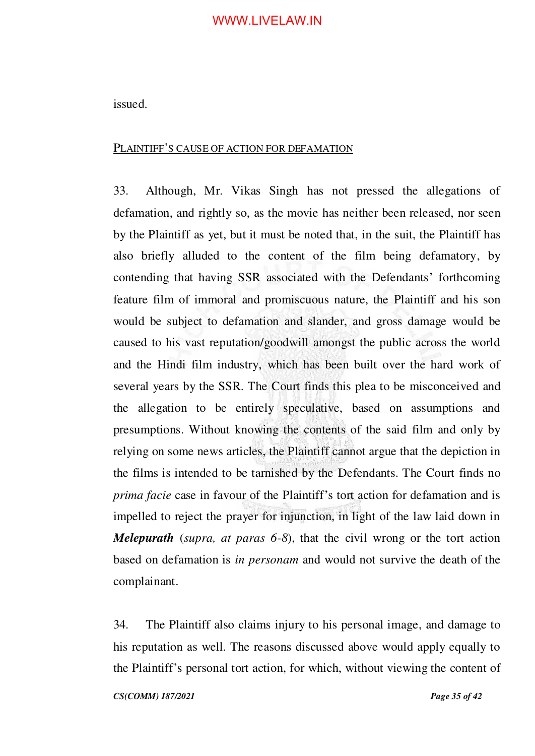issued.

PLAINTIFF'S CAUSE OF ACTION FOR DEFAMATION

33. Although, Mr. Vikas Singh has not pressed the allegations of defamation, and rightly so, as the movie has neither been released, nor seen by the Plaintiff as yet, but it must be noted that, in the suit, the Plaintiff has also briefly alluded to the content of the film being defamatory, by contending that having SSR associated with the Defendants' forthcoming feature film of immoral and promiscuous nature, the Plaintiff and his son would be subject to defamation and slander, and gross damage would be caused to his vast reputation/goodwill amongst the public across the world and the Hindi film industry, which has been built over the hard work of several years by the SSR. The Court finds this plea to be misconceived and the allegation to be entirely speculative, based on assumptions and presumptions. Without knowing the contents of the said film and only by relying on some news articles, the Plaintiff cannot argue that the depiction in the films is intended to be tarnished by the Defendants. The Court finds no *prima facie* case in favour of the Plaintiff's tort action for defamation and is impelled to reject the prayer for injunction, in light of the law laid down in ***Melepurath*** (*supra, at paras 6-8*), that the civil wrong or the tort action based on defamation is *in personam* and would not survive the death of the complainant.

34. The Plaintiff also claims injury to his personal image, and damage to his reputation as well. The reasons discussed above would apply equally to the Plaintiff's personal tort action, for which, without viewing the content of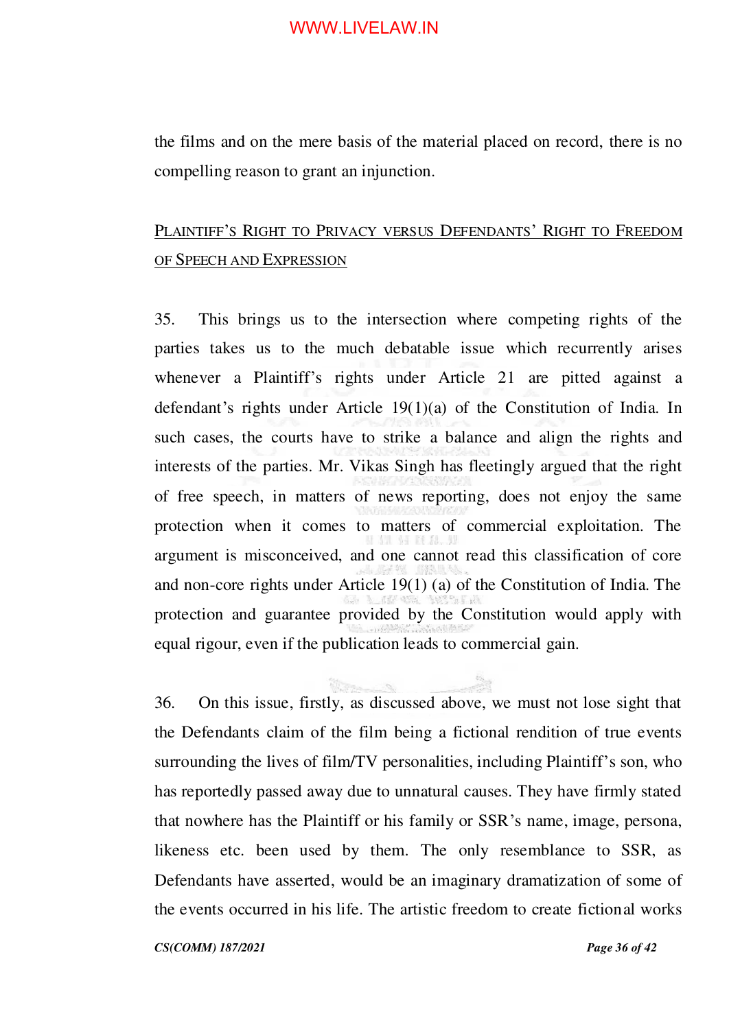the films and on the mere basis of the material placed on record, there is no compelling reason to grant an injunction.

<u>PLAINTIFF'S RIGHT TO PRIVACY VERSUS DEFENDANTS' RIGHT TO FREEDOM OF SPEECH AND EXPRESSION</u>

35. This brings us to the intersection where competing rights of the parties takes us to the much debatable issue which recurrently arises whenever a Plaintiff's rights under Article 21 are pitted against a defendant's rights under Article 19(1)(a) of the Constitution of India. In such cases, the courts have to strike a balance and align the rights and interests of the parties. Mr. Vikas Singh has fleetingly argued that the right of free speech, in matters of news reporting, does not enjoy the same protection when it comes to matters of commercial exploitation. The argument is misconceived, and one cannot read this classification of core and non-core rights under Article 19(1) (a) of the Constitution of India. The protection and guarantee provided by the Constitution would apply with equal rigour, even if the publication leads to commercial gain.

36. On this issue, firstly, as discussed above, we must not lose sight that the Defendants claim of the film being a fictional rendition of true events surrounding the lives of film/TV personalities, including Plaintiff's son, who has reportedly passed away due to unnatural causes. They have firmly stated that nowhere has the Plaintiff or his family or SSR's name, image, persona, likeness etc. been used by them. The only resemblance to SSR, as Defendants have asserted, would be an imaginary dramatization of some of the events occurred in his life. The artistic freedom to create fictional works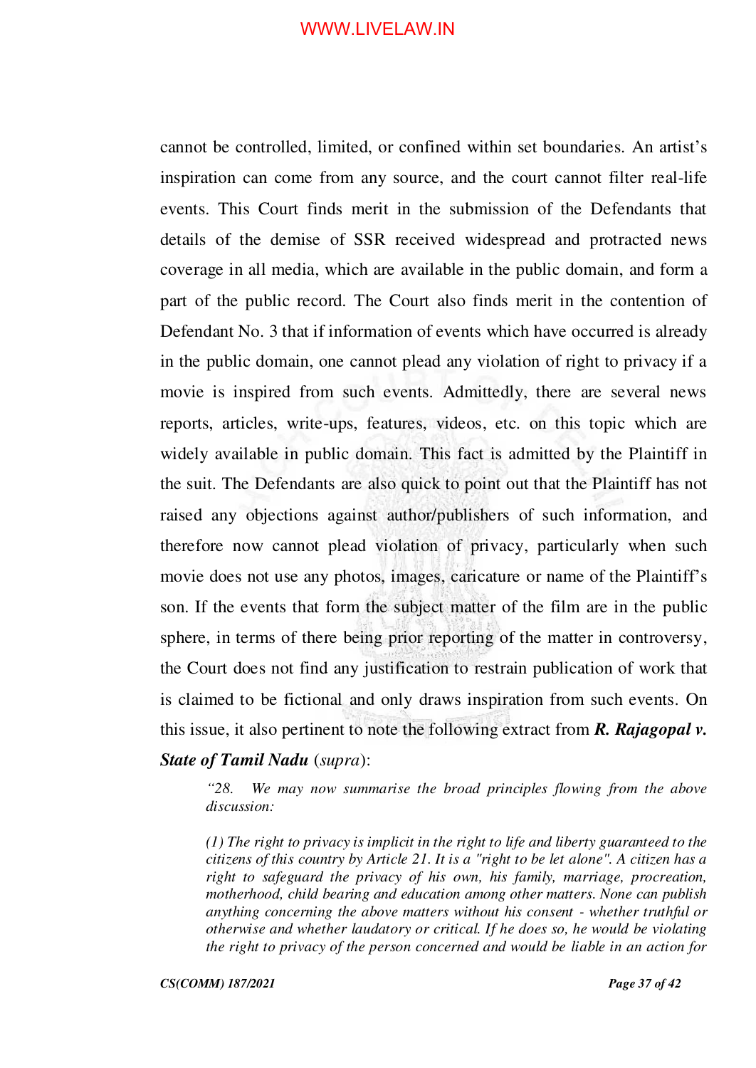cannot be controlled, limited, or confined within set boundaries. An artist's inspiration can come from any source, and the court cannot filter real-life events. This Court finds merit in the submission of the Defendants that details of the demise of SSR received widespread and protracted news coverage in all media, which are available in the public domain, and form a part of the public record. The Court also finds merit in the contention of Defendant No. 3 that if information of events which have occurred is already in the public domain, one cannot plead any violation of right to privacy if a movie is inspired from such events. Admittedly, there are several news reports, articles, write-ups, features, videos, etc. on this topic which are widely available in public domain. This fact is admitted by the Plaintiff in the suit. The Defendants are also quick to point out that the Plaintiff has not raised any objections against author/publishers of such information, and therefore now cannot plead violation of privacy, particularly when such movie does not use any photos, images, caricature or name of the Plaintiff's son. If the events that form the subject matter of the film are in the public sphere, in terms of there being prior reporting of the matter in controversy, the Court does not find any justification to restrain publication of work that is claimed to be fictional and only draws inspiration from such events. On this issue, it also pertinent to note the following extract from ***R. Rajagopal v. State of Tamil Nadu*** (*supra*):

> *"28. We may now summarise the broad principles flowing from the above discussion:*
>
> *(1) The right to privacy is implicit in the right to life and liberty guaranteed to the citizens of this country by Article 21. It is a "right to be let alone". A citizen has a right to safeguard the privacy of his own, his family, marriage, procreation, motherhood, child bearing and education among other matters. None can publish anything concerning the above matters without his consent - whether truthful or otherwise and whether laudatory or critical. If he does so, he would be violating the right to privacy of the person concerned and would be liable in an action for*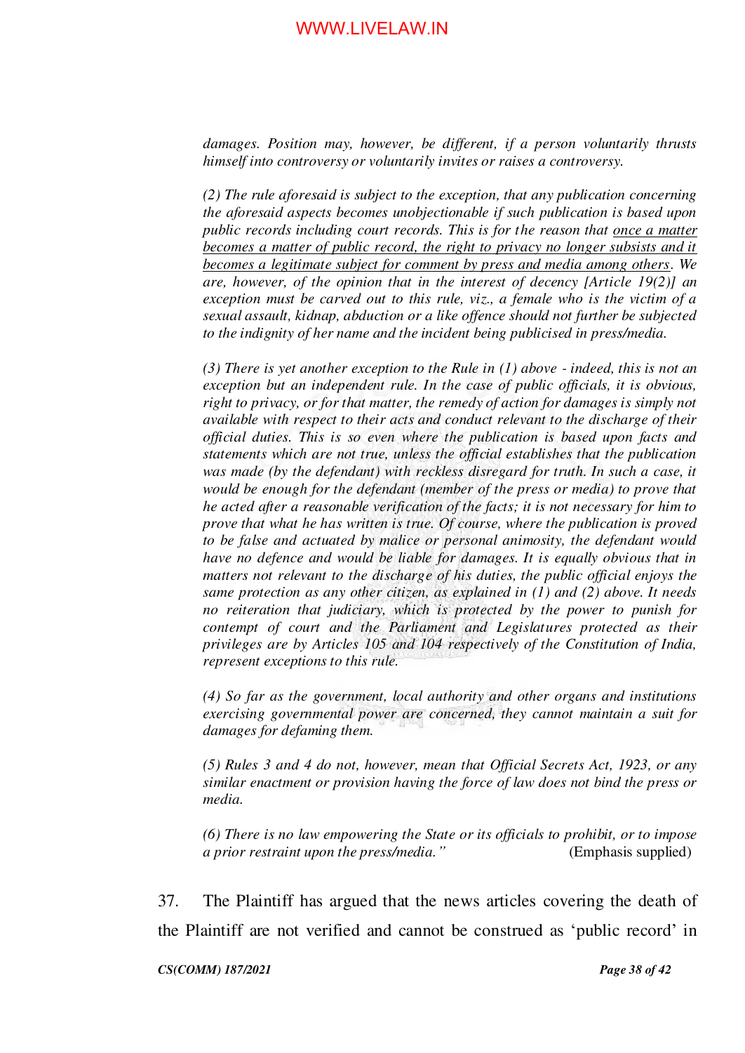*damages. Position may, however, be different, if a person voluntarily thrusts himself into controversy or voluntarily invites or raises a controversy.*

*(2) The rule aforesaid is subject to the exception, that any publication concerning the aforesaid aspects becomes unobjectionable if such publication is based upon public records including court records. This is for the reason that <u>once a matter becomes a matter of public record, the right to privacy no longer subsists and it becomes a legitimate subject for comment by press and media among others</u>. We are, however, of the opinion that in the interest of decency [Article 19(2)] an exception must be carved out to this rule, viz., a female who is the victim of a sexual assault, kidnap, abduction or a like offence should not further be subjected to the indignity of her name and the incident being publicised in press/media.*

*(3) There is yet another exception to the Rule in (1) above - indeed, this is not an exception but an independent rule. In the case of public officials, it is obvious, right to privacy, or for that matter, the remedy of action for damages is simply not available with respect to their acts and conduct relevant to the discharge of their official duties. This is so even where the publication is based upon facts and statements which are not true, unless the official establishes that the publication was made (by the defendant) with reckless disregard for truth. In such a case, it would be enough for the defendant (member of the press or media) to prove that he acted after a reasonable verification of the facts; it is not necessary for him to prove that what he has written is true. Of course, where the publication is proved to be false and actuated by malice or personal animosity, the defendant would have no defence and would be liable for damages. It is equally obvious that in matters not relevant to the discharge of his duties, the public official enjoys the same protection as any other citizen, as explained in (1) and (2) above. It needs no reiteration that judiciary, which is protected by the power to punish for contempt of court and the Parliament and Legislatures protected as their privileges are by Articles 105 and 104 respectively of the Constitution of India, represent exceptions to this rule.*

*(4) So far as the government, local authority and other organs and institutions exercising governmental power are concerned, they cannot maintain a suit for damages for defaming them.*

*(5) Rules 3 and 4 do not, however, mean that Official Secrets Act, 1923, or any similar enactment or provision having the force of law does not bind the press or media.*

*(6) There is no law empowering the State or its officials to prohibit, or to impose a prior restraint upon the press/media."* (Emphasis supplied)

37. The Plaintiff has argued that the news articles covering the death of the Plaintiff are not verified and cannot be construed as 'public record' in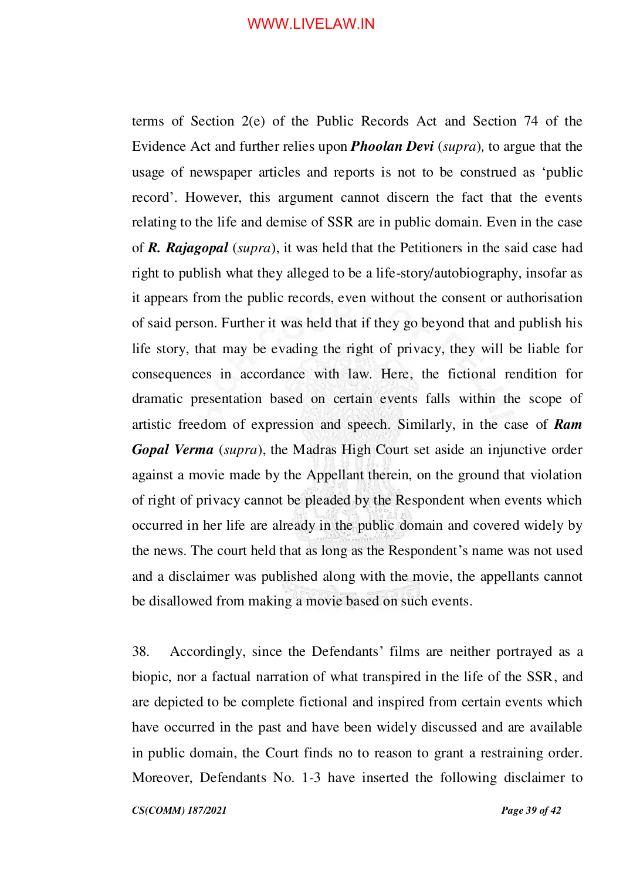terms of Section 2(e) of the Public Records Act and Section 74 of the Evidence Act and further relies upon ***Phoolan Devi*** (*supra*), to argue that the usage of newspaper articles and reports is not to be construed as 'public record'. However, this argument cannot discern the fact that the events relating to the life and demise of SSR are in public domain. Even in the case of ***R. Rajagopal*** (*supra*), it was held that the Petitioners in the said case had right to publish what they alleged to be a life-story/autobiography, insofar as it appears from the public records, even without the consent or authorisation of said person. Further it was held that if they go beyond that and publish his life story, that may be evading the right of privacy, they will be liable for consequences in accordance with law. Here, the fictional rendition for dramatic presentation based on certain events falls within the scope of artistic freedom of expression and speech. Similarly, in the case of ***Ram Gopal Verma*** (*supra*), the Madras High Court set aside an injunctive order against a movie made by the Appellant therein, on the ground that violation of right of privacy cannot be pleaded by the Respondent when events which occurred in her life are already in the public domain and covered widely by the news. The court held that as long as the Respondent's name was not used and a disclaimer was published along with the movie, the appellants cannot be disallowed from making a movie based on such events.

38. Accordingly, since the Defendants' films are neither portrayed as a biopic, nor a factual narration of what transpired in the life of the SSR, and are depicted to be complete fictional and inspired from certain events which have occurred in the past and have been widely discussed and are available in public domain, the Court finds no to reason to grant a restraining order. Moreover, Defendants No. 1-3 have inserted the following disclaimer to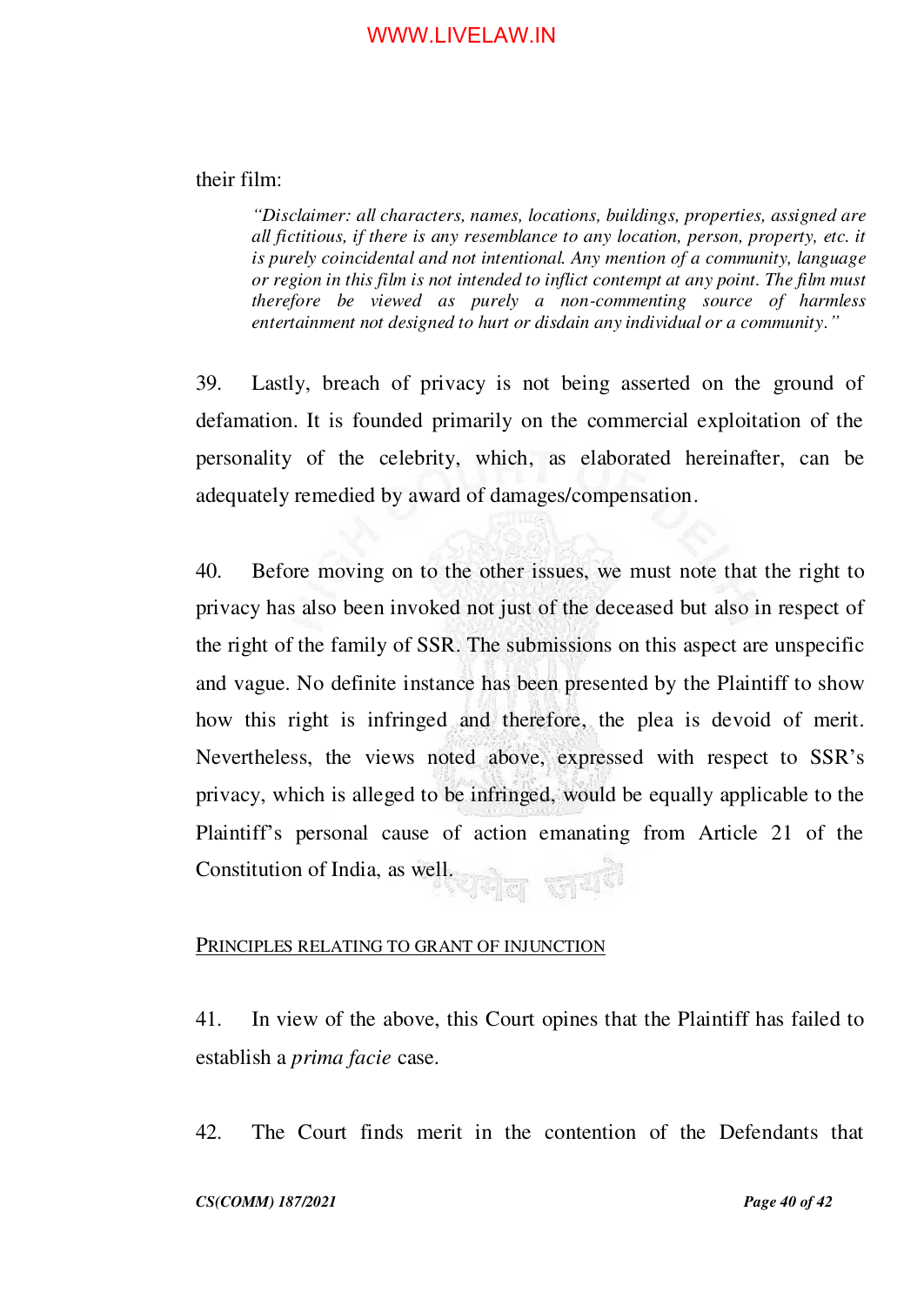their film:

> *"Disclaimer: all characters, names, locations, buildings, properties, assigned are all fictitious, if there is any resemblance to any location, person, property, etc. it is purely coincidental and not intentional. Any mention of a community, language or region in this film is not intended to inflict contempt at any point. The film must therefore be viewed as purely a non-commenting source of harmless entertainment not designed to hurt or disdain any individual or a community."*

39. Lastly, breach of privacy is not being asserted on the ground of defamation. It is founded primarily on the commercial exploitation of the personality of the celebrity, which, as elaborated hereinafter, can be adequately remedied by award of damages/compensation.

40. Before moving on to the other issues, we must note that the right to privacy has also been invoked not just of the deceased but also in respect of the right of the family of SSR. The submissions on this aspect are unspecific and vague. No definite instance has been presented by the Plaintiff to show how this right is infringed and therefore, the plea is devoid of merit. Nevertheless, the views noted above, expressed with respect to SSR's privacy, which is alleged to be infringed, would be equally applicable to the Plaintiff's personal cause of action emanating from Article 21 of the Constitution of India, as well.

PRINCIPLES RELATING TO GRANT OF INJUNCTION

41. In view of the above, this Court opines that the Plaintiff has failed to establish a *prima facie* case.

42. The Court finds merit in the contention of the Defendants that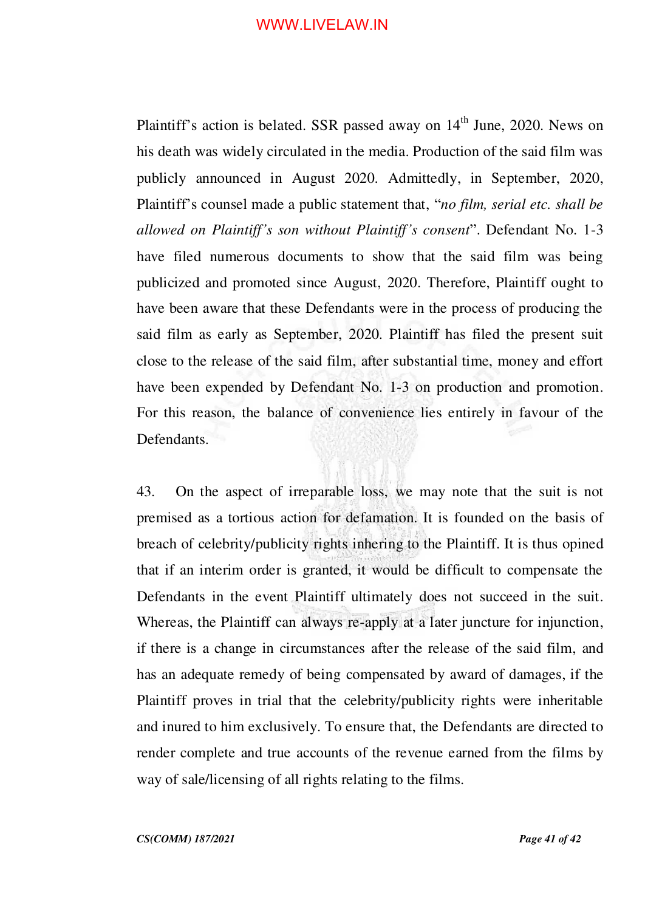Plaintiff's action is belated. SSR passed away on 14th June, 2020. News on his death was widely circulated in the media. Production of the said film was publicly announced in August 2020. Admittedly, in September, 2020, Plaintiff's counsel made a public statement that, "*no film, serial etc. shall be allowed on Plaintiff's son without Plaintiff's consent*". Defendant No. 1-3 have filed numerous documents to show that the said film was being publicized and promoted since August, 2020. Therefore, Plaintiff ought to have been aware that these Defendants were in the process of producing the said film as early as September, 2020. Plaintiff has filed the present suit close to the release of the said film, after substantial time, money and effort have been expended by Defendant No. 1-3 on production and promotion. For this reason, the balance of convenience lies entirely in favour of the Defendants.

43. On the aspect of irreparable loss, we may note that the suit is not premised as a tortious action for defamation. It is founded on the basis of breach of celebrity/publicity rights inhering to the Plaintiff. It is thus opined that if an interim order is granted, it would be difficult to compensate the Defendants in the event Plaintiff ultimately does not succeed in the suit. Whereas, the Plaintiff can always re-apply at a later juncture for injunction, if there is a change in circumstances after the release of the said film, and has an adequate remedy of being compensated by award of damages, if the Plaintiff proves in trial that the celebrity/publicity rights were inheritable and inured to him exclusively. To ensure that, the Defendants are directed to render complete and true accounts of the revenue earned from the films by way of sale/licensing of all rights relating to the films.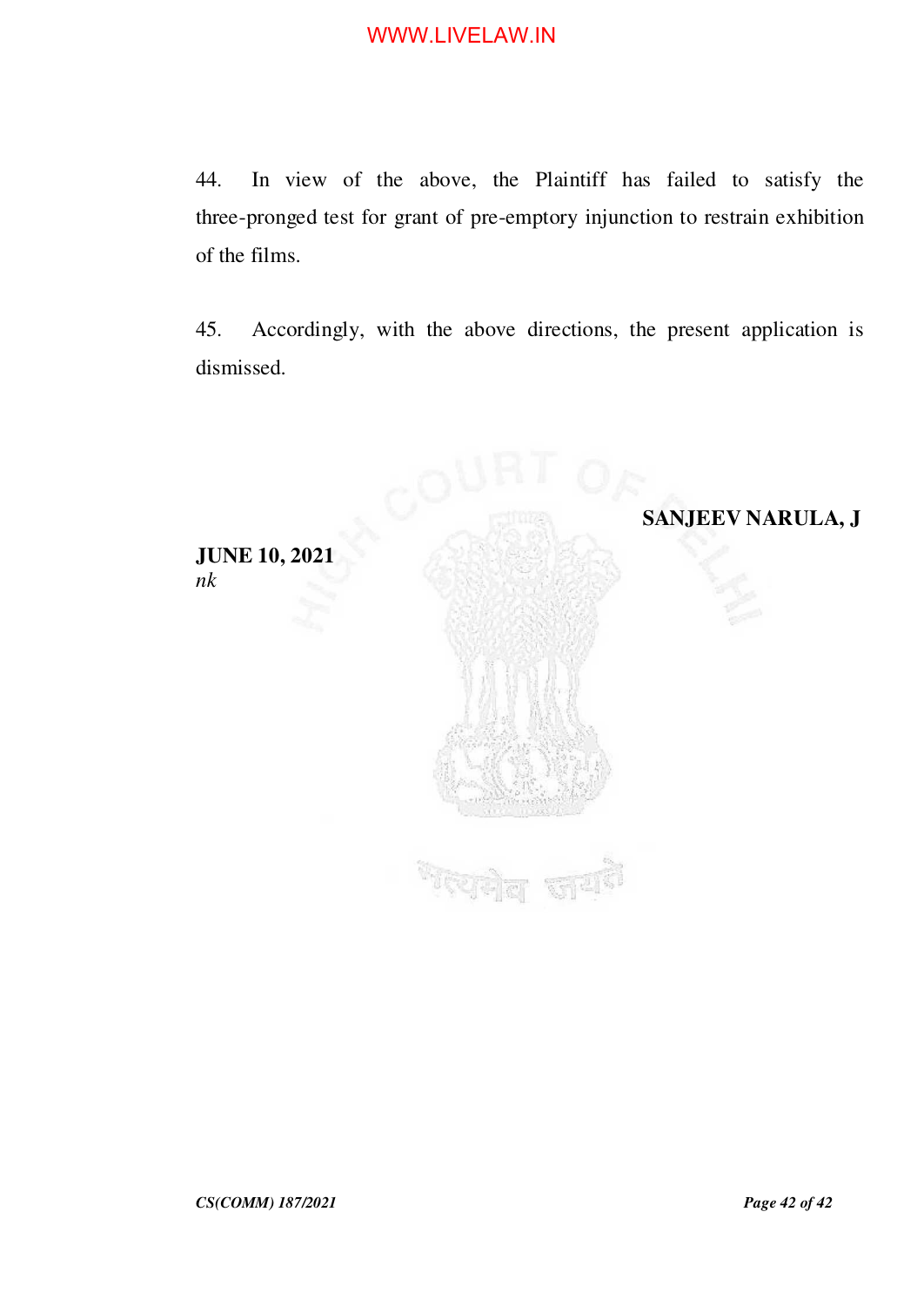44. In view of the above, the Plaintiff has failed to satisfy the three-pronged test for grant of pre-emptory injunction to restrain exhibition of the films.

45. Accordingly, with the above directions, the present application is dismissed.

**SANJEEV NARULA, J**

**JUNE 10, 2021**
*nk*